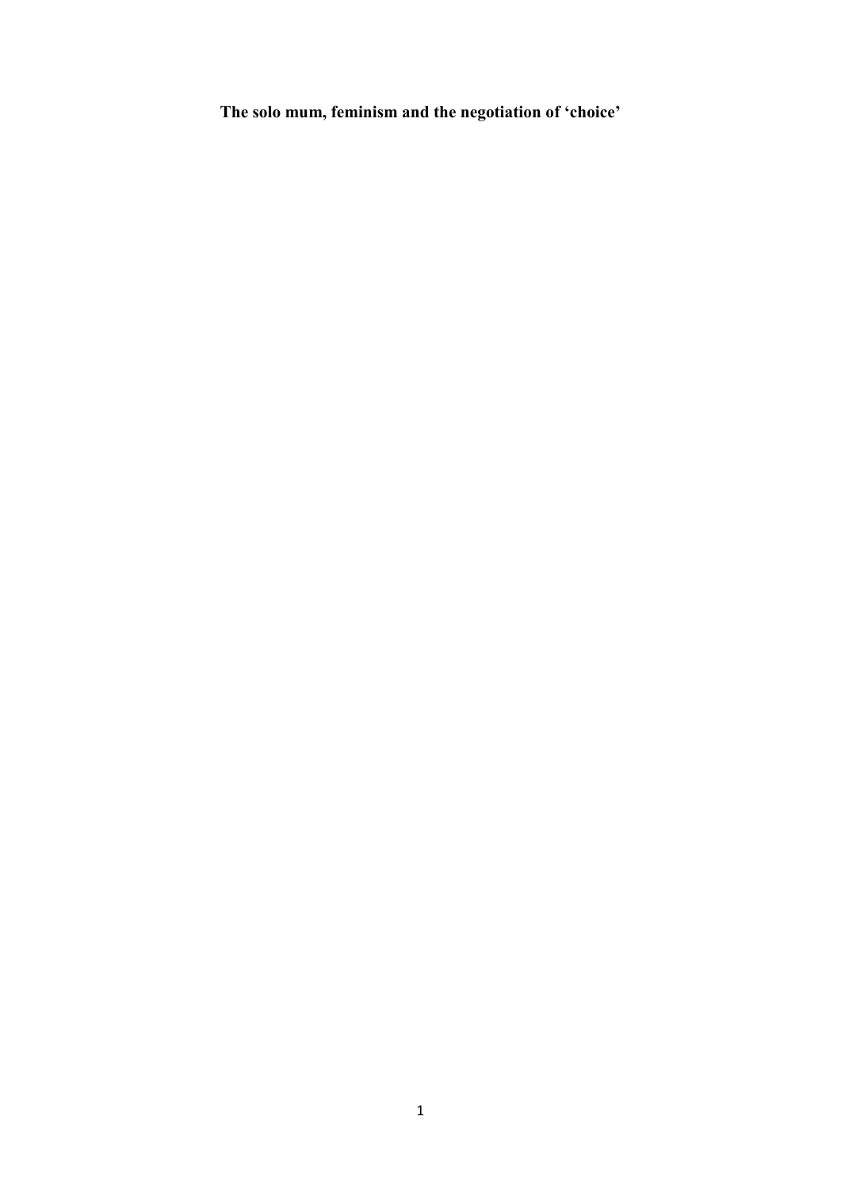# The solo mum, feminism and the negotiation of 'choice'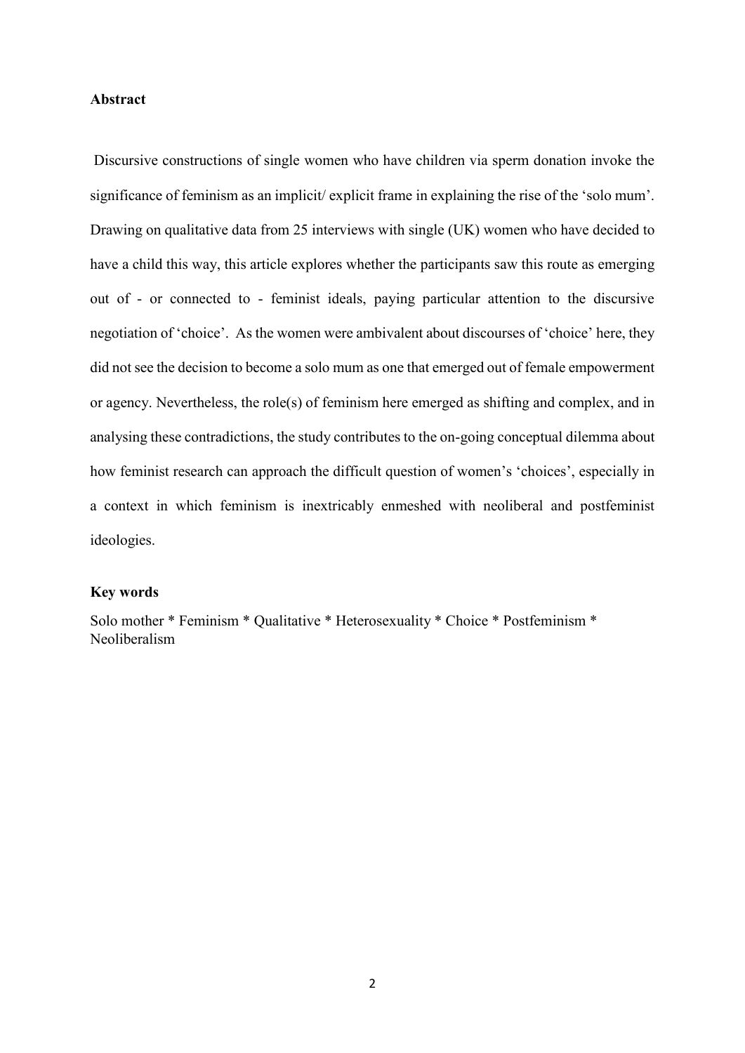## Abstract

Discursive constructions of single women who have children via sperm donation invoke the significance of feminism as an implicit/ explicit frame in explaining the rise of the 'solo mum'. Drawing on qualitative data from 25 interviews with single (UK) women who have decided to have a child this way, this article explores whether the participants saw this route as emerging out of - or connected to - feminist ideals, paying particular attention to the discursive negotiation of 'choice'. As the women were ambivalent about discourses of 'choice' here, they did not see the decision to become a solo mum as one that emerged out of female empowerment or agency. Nevertheless, the role(s) of feminism here emerged as shifting and complex, and in analysing these contradictions, the study contributes to the on-going conceptual dilemma about how feminist research can approach the difficult question of women's 'choices', especially in a context in which feminism is inextricably enmeshed with neoliberal and postfeminist ideologies.

## Key words

Solo mother * Feminism * Qualitative * Heterosexuality * Choice * Postfeminism * Neoliberalism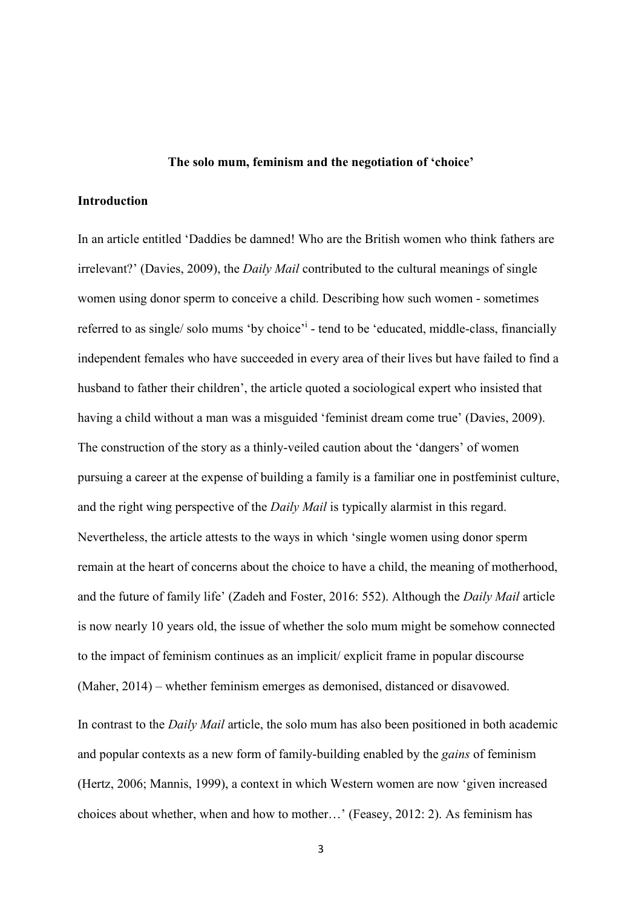**The solo mum, feminism and the negotiation of 'choice'**

## Introduction

In an article entitled 'Daddies be damned! Who are the British women who think fathers are irrelevant?' (Davies, 2009), the *Daily Mail* contributed to the cultural meanings of single women using donor sperm to conceive a child. Describing how such women - sometimes referred to as single/ solo mums 'by choice'[i] - tend to be 'educated, middle-class, financially independent females who have succeeded in every area of their lives but have failed to find a husband to father their children', the article quoted a sociological expert who insisted that having a child without a man was a misguided 'feminist dream come true' (Davies, 2009). The construction of the story as a thinly-veiled caution about the 'dangers' of women pursuing a career at the expense of building a family is a familiar one in postfeminist culture, and the right wing perspective of the *Daily Mail* is typically alarmist in this regard. Nevertheless, the article attests to the ways in which 'single women using donor sperm remain at the heart of concerns about the choice to have a child, the meaning of motherhood, and the future of family life' (Zadeh and Foster, 2016: 552). Although the *Daily Mail* article is now nearly 10 years old, the issue of whether the solo mum might be somehow connected to the impact of feminism continues as an implicit/ explicit frame in popular discourse (Maher, 2014) – whether feminism emerges as demonised, distanced or disavowed.

In contrast to the *Daily Mail* article, the solo mum has also been positioned in both academic and popular contexts as a new form of family-building enabled by the *gains* of feminism (Hertz, 2006; Mannis, 1999), a context in which Western women are now 'given increased choices about whether, when and how to mother…' (Feasey, 2012: 2). As feminism has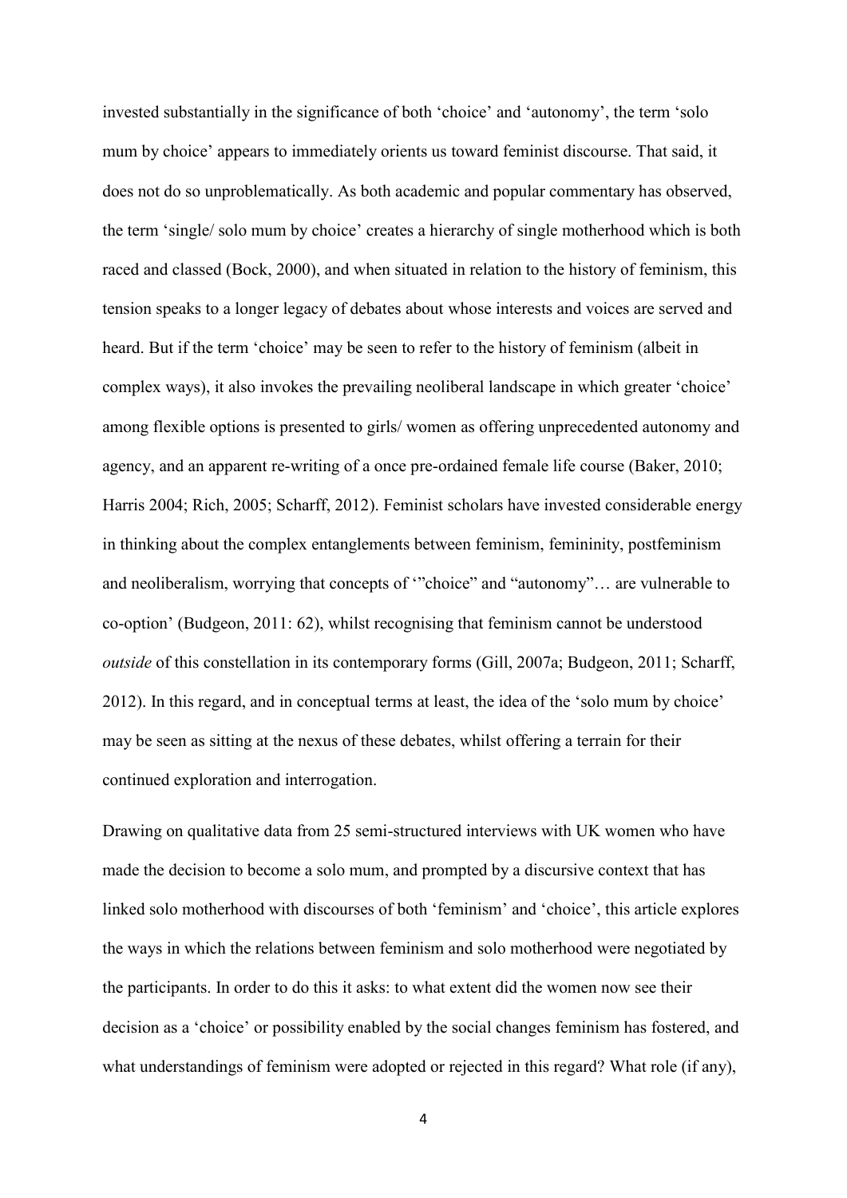invested substantially in the significance of both 'choice' and 'autonomy', the term 'solo mum by choice' appears to immediately orients us toward feminist discourse. That said, it does not do so unproblematically. As both academic and popular commentary has observed, the term 'single/ solo mum by choice' creates a hierarchy of single motherhood which is both raced and classed (Bock, 2000), and when situated in relation to the history of feminism, this tension speaks to a longer legacy of debates about whose interests and voices are served and heard. But if the term 'choice' may be seen to refer to the history of feminism (albeit in complex ways), it also invokes the prevailing neoliberal landscape in which greater 'choice' among flexible options is presented to girls/ women as offering unprecedented autonomy and agency, and an apparent re-writing of a once pre-ordained female life course (Baker, 2010; Harris 2004; Rich, 2005; Scharff, 2012). Feminist scholars have invested considerable energy in thinking about the complex entanglements between feminism, femininity, postfeminism and neoliberalism, worrying that concepts of '"choice" and "autonomy"… are vulnerable to co-option' (Budgeon, 2011: 62), whilst recognising that feminism cannot be understood *outside* of this constellation in its contemporary forms (Gill, 2007a; Budgeon, 2011; Scharff, 2012). In this regard, and in conceptual terms at least, the idea of the 'solo mum by choice' may be seen as sitting at the nexus of these debates, whilst offering a terrain for their continued exploration and interrogation.

Drawing on qualitative data from 25 semi-structured interviews with UK women who have made the decision to become a solo mum, and prompted by a discursive context that has linked solo motherhood with discourses of both 'feminism' and 'choice', this article explores the ways in which the relations between feminism and solo motherhood were negotiated by the participants. In order to do this it asks: to what extent did the women now see their decision as a 'choice' or possibility enabled by the social changes feminism has fostered, and what understandings of feminism were adopted or rejected in this regard? What role (if any),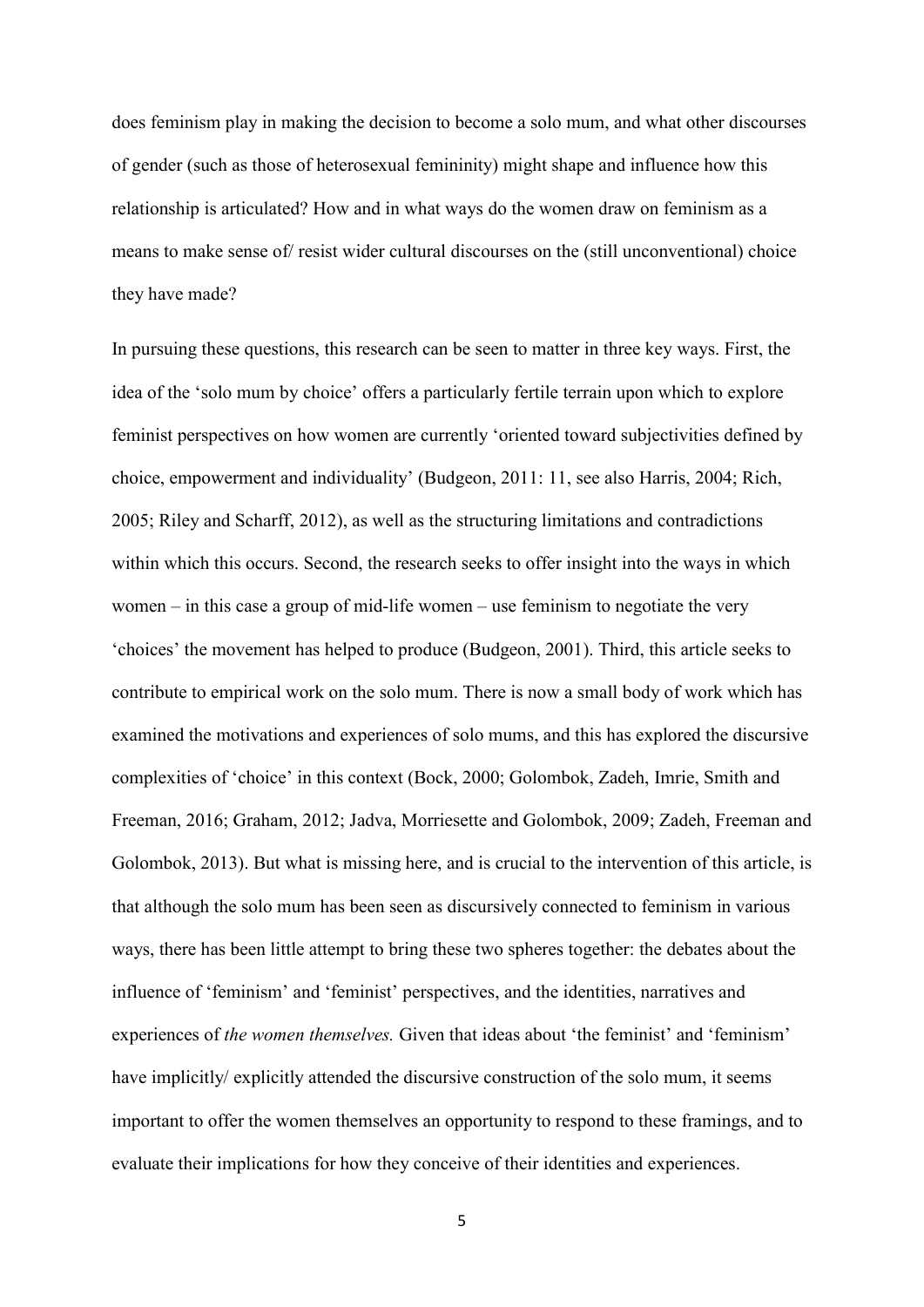does feminism play in making the decision to become a solo mum, and what other discourses of gender (such as those of heterosexual femininity) might shape and influence how this relationship is articulated? How and in what ways do the women draw on feminism as a means to make sense of/ resist wider cultural discourses on the (still unconventional) choice they have made?

In pursuing these questions, this research can be seen to matter in three key ways. First, the idea of the 'solo mum by choice' offers a particularly fertile terrain upon which to explore feminist perspectives on how women are currently 'oriented toward subjectivities defined by choice, empowerment and individuality' (Budgeon, 2011: 11, see also Harris, 2004; Rich, 2005; Riley and Scharff, 2012), as well as the structuring limitations and contradictions within which this occurs. Second, the research seeks to offer insight into the ways in which women – in this case a group of mid-life women – use feminism to negotiate the very 'choices' the movement has helped to produce (Budgeon, 2001). Third, this article seeks to contribute to empirical work on the solo mum. There is now a small body of work which has examined the motivations and experiences of solo mums, and this has explored the discursive complexities of 'choice' in this context (Bock, 2000; Golombok, Zadeh, Imrie, Smith and Freeman, 2016; Graham, 2012; Jadva, Morriesette and Golombok, 2009; Zadeh, Freeman and Golombok, 2013). But what is missing here, and is crucial to the intervention of this article, is that although the solo mum has been seen as discursively connected to feminism in various ways, there has been little attempt to bring these two spheres together: the debates about the influence of 'feminism' and 'feminist' perspectives, and the identities, narratives and experiences of *the women themselves.* Given that ideas about 'the feminist' and 'feminism' have implicitly/ explicitly attended the discursive construction of the solo mum, it seems important to offer the women themselves an opportunity to respond to these framings, and to evaluate their implications for how they conceive of their identities and experiences.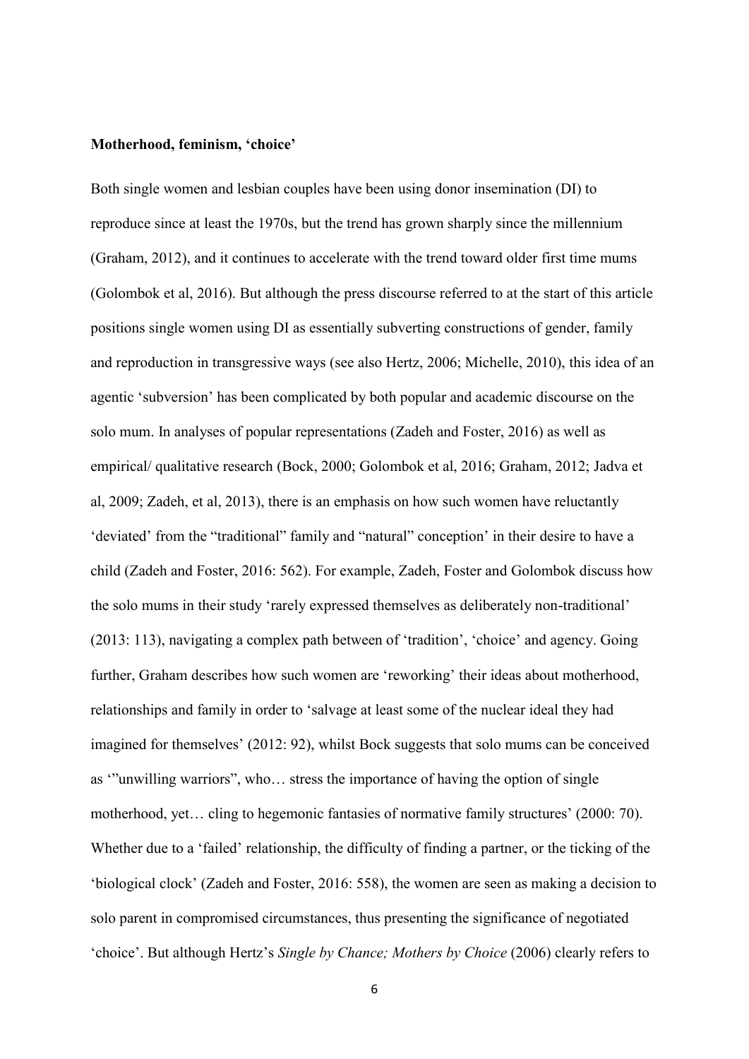**Motherhood, feminism, 'choice'**

Both single women and lesbian couples have been using donor insemination (DI) to reproduce since at least the 1970s, but the trend has grown sharply since the millennium (Graham, 2012), and it continues to accelerate with the trend toward older first time mums (Golombok et al, 2016). But although the press discourse referred to at the start of this article positions single women using DI as essentially subverting constructions of gender, family and reproduction in transgressive ways (see also Hertz, 2006; Michelle, 2010), this idea of an agentic 'subversion' has been complicated by both popular and academic discourse on the solo mum. In analyses of popular representations (Zadeh and Foster, 2016) as well as empirical/ qualitative research (Bock, 2000; Golombok et al, 2016; Graham, 2012; Jadva et al, 2009; Zadeh, et al, 2013), there is an emphasis on how such women have reluctantly 'deviated' from the "traditional" family and "natural" conception' in their desire to have a child (Zadeh and Foster, 2016: 562). For example, Zadeh, Foster and Golombok discuss how the solo mums in their study 'rarely expressed themselves as deliberately non-traditional' (2013: 113), navigating a complex path between of 'tradition', 'choice' and agency. Going further, Graham describes how such women are 'reworking' their ideas about motherhood, relationships and family in order to 'salvage at least some of the nuclear ideal they had imagined for themselves' (2012: 92), whilst Bock suggests that solo mums can be conceived as '"unwilling warriors", who… stress the importance of having the option of single motherhood, yet… cling to hegemonic fantasies of normative family structures' (2000: 70). Whether due to a 'failed' relationship, the difficulty of finding a partner, or the ticking of the 'biological clock' (Zadeh and Foster, 2016: 558), the women are seen as making a decision to solo parent in compromised circumstances, thus presenting the significance of negotiated 'choice'. But although Hertz's *Single by Chance; Mothers by Choice* (2006) clearly refers to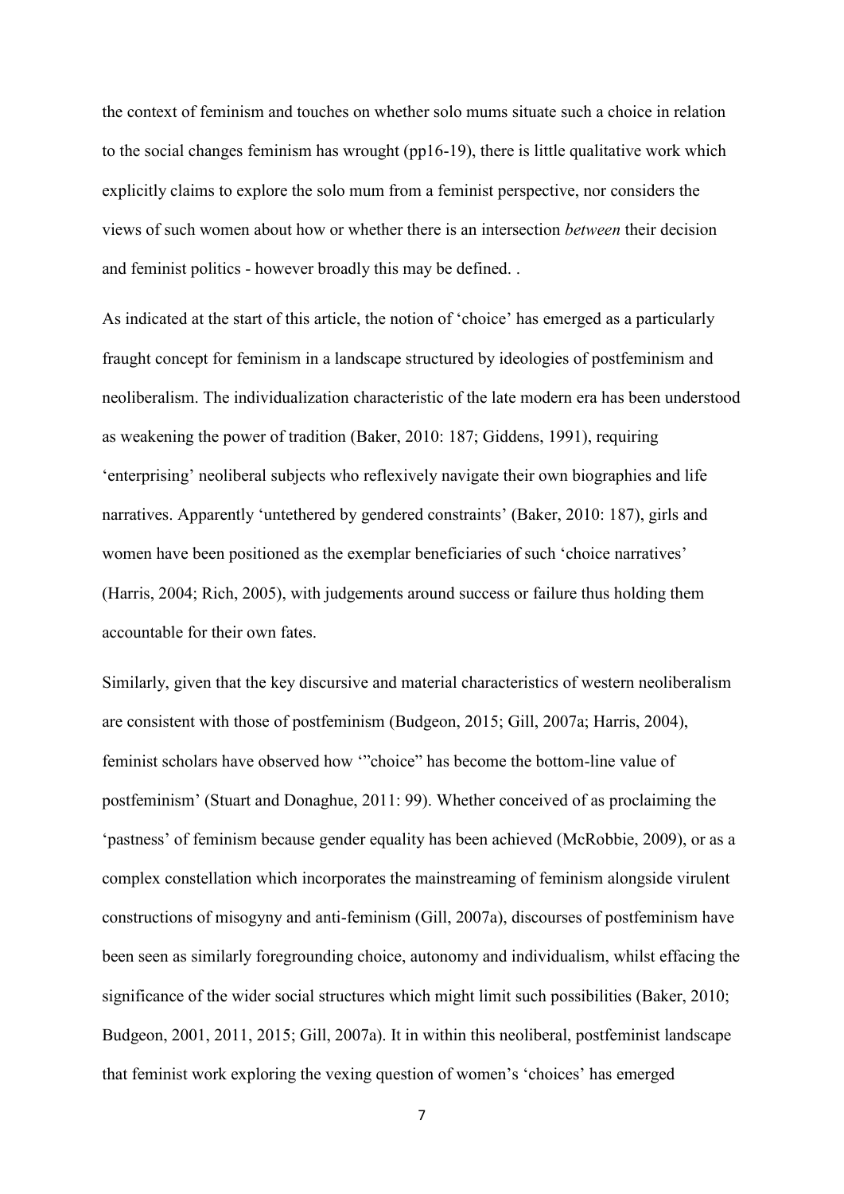the context of feminism and touches on whether solo mums situate such a choice in relation to the social changes feminism has wrought (pp16-19), there is little qualitative work which explicitly claims to explore the solo mum from a feminist perspective, nor considers the views of such women about how or whether there is an intersection *between* their decision and feminist politics - however broadly this may be defined. .

As indicated at the start of this article, the notion of 'choice' has emerged as a particularly fraught concept for feminism in a landscape structured by ideologies of postfeminism and neoliberalism. The individualization characteristic of the late modern era has been understood as weakening the power of tradition (Baker, 2010: 187; Giddens, 1991), requiring 'enterprising' neoliberal subjects who reflexively navigate their own biographies and life narratives. Apparently 'untethered by gendered constraints' (Baker, 2010: 187), girls and women have been positioned as the exemplar beneficiaries of such 'choice narratives' (Harris, 2004; Rich, 2005), with judgements around success or failure thus holding them accountable for their own fates.

Similarly, given that the key discursive and material characteristics of western neoliberalism are consistent with those of postfeminism (Budgeon, 2015; Gill, 2007a; Harris, 2004), feminist scholars have observed how '"choice" has become the bottom-line value of postfeminism' (Stuart and Donaghue, 2011: 99). Whether conceived of as proclaiming the 'pastness' of feminism because gender equality has been achieved (McRobbie, 2009), or as a complex constellation which incorporates the mainstreaming of feminism alongside virulent constructions of misogyny and anti-feminism (Gill, 2007a), discourses of postfeminism have been seen as similarly foregrounding choice, autonomy and individualism, whilst effacing the significance of the wider social structures which might limit such possibilities (Baker, 2010; Budgeon, 2001, 2011, 2015; Gill, 2007a). It in within this neoliberal, postfeminist landscape that feminist work exploring the vexing question of women's 'choices' has emerged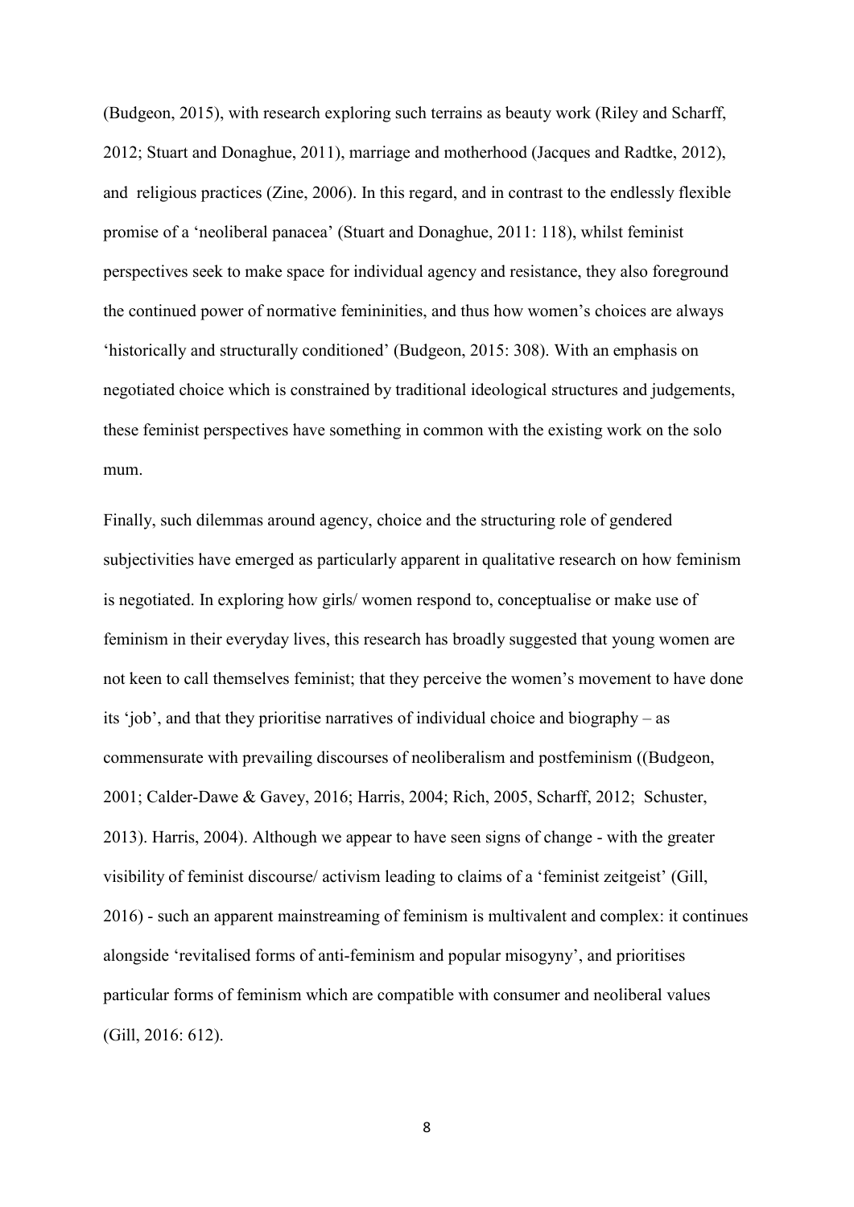(Budgeon, 2015), with research exploring such terrains as beauty work (Riley and Scharff, 2012; Stuart and Donaghue, 2011), marriage and motherhood (Jacques and Radtke, 2012), and religious practices (Zine, 2006). In this regard, and in contrast to the endlessly flexible promise of a 'neoliberal panacea' (Stuart and Donaghue, 2011: 118), whilst feminist perspectives seek to make space for individual agency and resistance, they also foreground the continued power of normative femininities, and thus how women's choices are always 'historically and structurally conditioned' (Budgeon, 2015: 308). With an emphasis on negotiated choice which is constrained by traditional ideological structures and judgements, these feminist perspectives have something in common with the existing work on the solo mum.

Finally, such dilemmas around agency, choice and the structuring role of gendered subjectivities have emerged as particularly apparent in qualitative research on how feminism is negotiated. In exploring how girls/ women respond to, conceptualise or make use of feminism in their everyday lives, this research has broadly suggested that young women are not keen to call themselves feminist; that they perceive the women's movement to have done its 'job', and that they prioritise narratives of individual choice and biography – as commensurate with prevailing discourses of neoliberalism and postfeminism ((Budgeon, 2001; Calder-Dawe & Gavey, 2016; Harris, 2004; Rich, 2005, Scharff, 2012; Schuster, 2013). Harris, 2004). Although we appear to have seen signs of change - with the greater visibility of feminist discourse/ activism leading to claims of a 'feminist zeitgeist' (Gill, 2016) - such an apparent mainstreaming of feminism is multivalent and complex: it continues alongside 'revitalised forms of anti-feminism and popular misogyny', and prioritises particular forms of feminism which are compatible with consumer and neoliberal values (Gill, 2016: 612).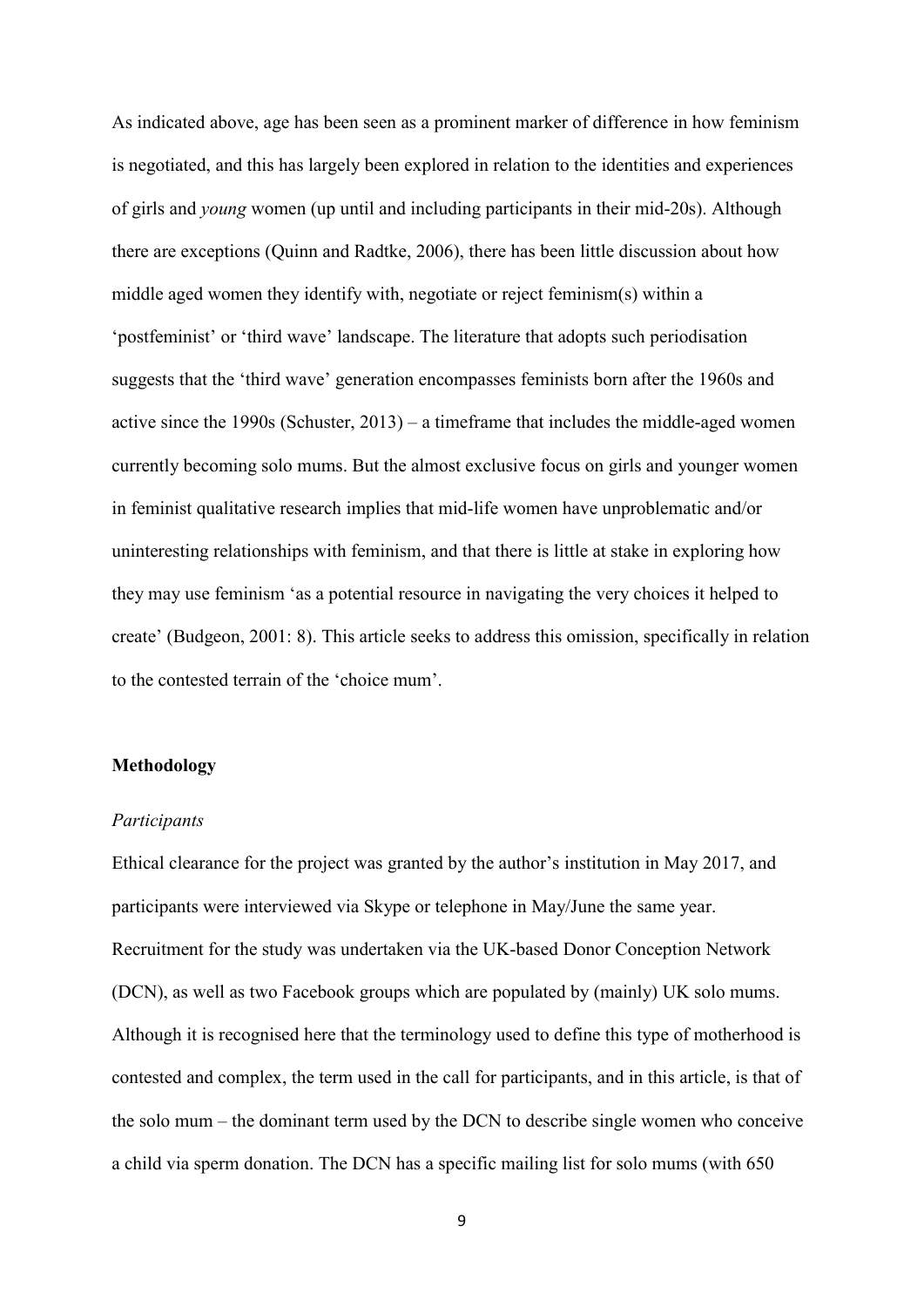As indicated above, age has been seen as a prominent marker of difference in how feminism is negotiated, and this has largely been explored in relation to the identities and experiences of girls and *young* women (up until and including participants in their mid-20s). Although there are exceptions (Quinn and Radtke, 2006), there has been little discussion about how middle aged women they identify with, negotiate or reject feminism(s) within a 'postfeminist' or 'third wave' landscape. The literature that adopts such periodisation suggests that the 'third wave' generation encompasses feminists born after the 1960s and active since the 1990s (Schuster, 2013) – a timeframe that includes the middle-aged women currently becoming solo mums. But the almost exclusive focus on girls and younger women in feminist qualitative research implies that mid-life women have unproblematic and/or uninteresting relationships with feminism, and that there is little at stake in exploring how they may use feminism 'as a potential resource in navigating the very choices it helped to create' (Budgeon, 2001: 8). This article seeks to address this omission, specifically in relation to the contested terrain of the 'choice mum'.

## Methodology

### *Participants*

Ethical clearance for the project was granted by the author's institution in May 2017, and participants were interviewed via Skype or telephone in May/June the same year. Recruitment for the study was undertaken via the UK-based Donor Conception Network (DCN), as well as two Facebook groups which are populated by (mainly) UK solo mums. Although it is recognised here that the terminology used to define this type of motherhood is contested and complex, the term used in the call for participants, and in this article, is that of the solo mum – the dominant term used by the DCN to describe single women who conceive a child via sperm donation. The DCN has a specific mailing list for solo mums (with 650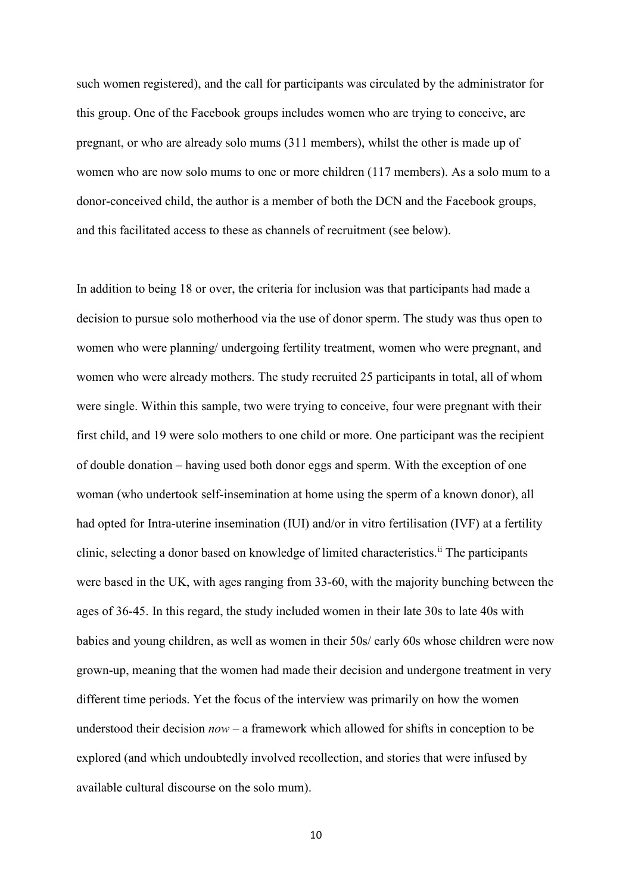such women registered), and the call for participants was circulated by the administrator for this group. One of the Facebook groups includes women who are trying to conceive, are pregnant, or who are already solo mums (311 members), whilst the other is made up of women who are now solo mums to one or more children (117 members). As a solo mum to a donor-conceived child, the author is a member of both the DCN and the Facebook groups, and this facilitated access to these as channels of recruitment (see below).

In addition to being 18 or over, the criteria for inclusion was that participants had made a decision to pursue solo motherhood via the use of donor sperm. The study was thus open to women who were planning/ undergoing fertility treatment, women who were pregnant, and women who were already mothers. The study recruited 25 participants in total, all of whom were single. Within this sample, two were trying to conceive, four were pregnant with their first child, and 19 were solo mothers to one child or more. One participant was the recipient of double donation – having used both donor eggs and sperm. With the exception of one woman (who undertook self-insemination at home using the sperm of a known donor), all had opted for Intra-uterine insemination (IUI) and/or in vitro fertilisation (IVF) at a fertility clinic, selecting a donor based on knowledge of limited characteristics.[ii] The participants were based in the UK, with ages ranging from 33-60, with the majority bunching between the ages of 36-45. In this regard, the study included women in their late 30s to late 40s with babies and young children, as well as women in their 50s/ early 60s whose children were now grown-up, meaning that the women had made their decision and undergone treatment in very different time periods. Yet the focus of the interview was primarily on how the women understood their decision *now* – a framework which allowed for shifts in conception to be explored (and which undoubtedly involved recollection, and stories that were infused by available cultural discourse on the solo mum).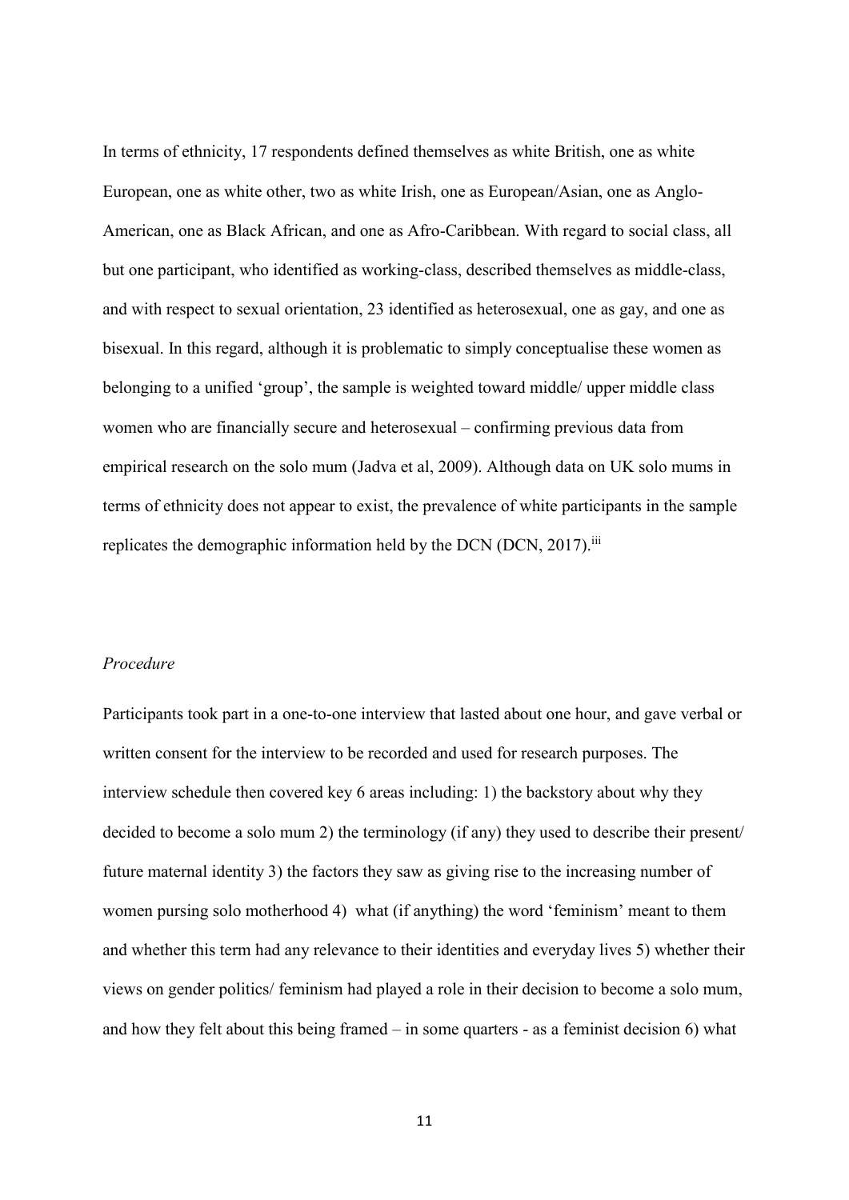In terms of ethnicity, 17 respondents defined themselves as white British, one as white European, one as white other, two as white Irish, one as European/Asian, one as Anglo-American, one as Black African, and one as Afro-Caribbean. With regard to social class, all but one participant, who identified as working-class, described themselves as middle-class, and with respect to sexual orientation, 23 identified as heterosexual, one as gay, and one as bisexual. In this regard, although it is problematic to simply conceptualise these women as belonging to a unified 'group', the sample is weighted toward middle/ upper middle class women who are financially secure and heterosexual – confirming previous data from empirical research on the solo mum (Jadva et al, 2009). Although data on UK solo mums in terms of ethnicity does not appear to exist, the prevalence of white participants in the sample replicates the demographic information held by the DCN (DCN, 2017).[iii]

*Procedure*

Participants took part in a one-to-one interview that lasted about one hour, and gave verbal or written consent for the interview to be recorded and used for research purposes. The interview schedule then covered key 6 areas including: 1) the backstory about why they decided to become a solo mum 2) the terminology (if any) they used to describe their present/ future maternal identity 3) the factors they saw as giving rise to the increasing number of women pursing solo motherhood 4) what (if anything) the word 'feminism' meant to them and whether this term had any relevance to their identities and everyday lives 5) whether their views on gender politics/ feminism had played a role in their decision to become a solo mum, and how they felt about this being framed – in some quarters - as a feminist decision 6) what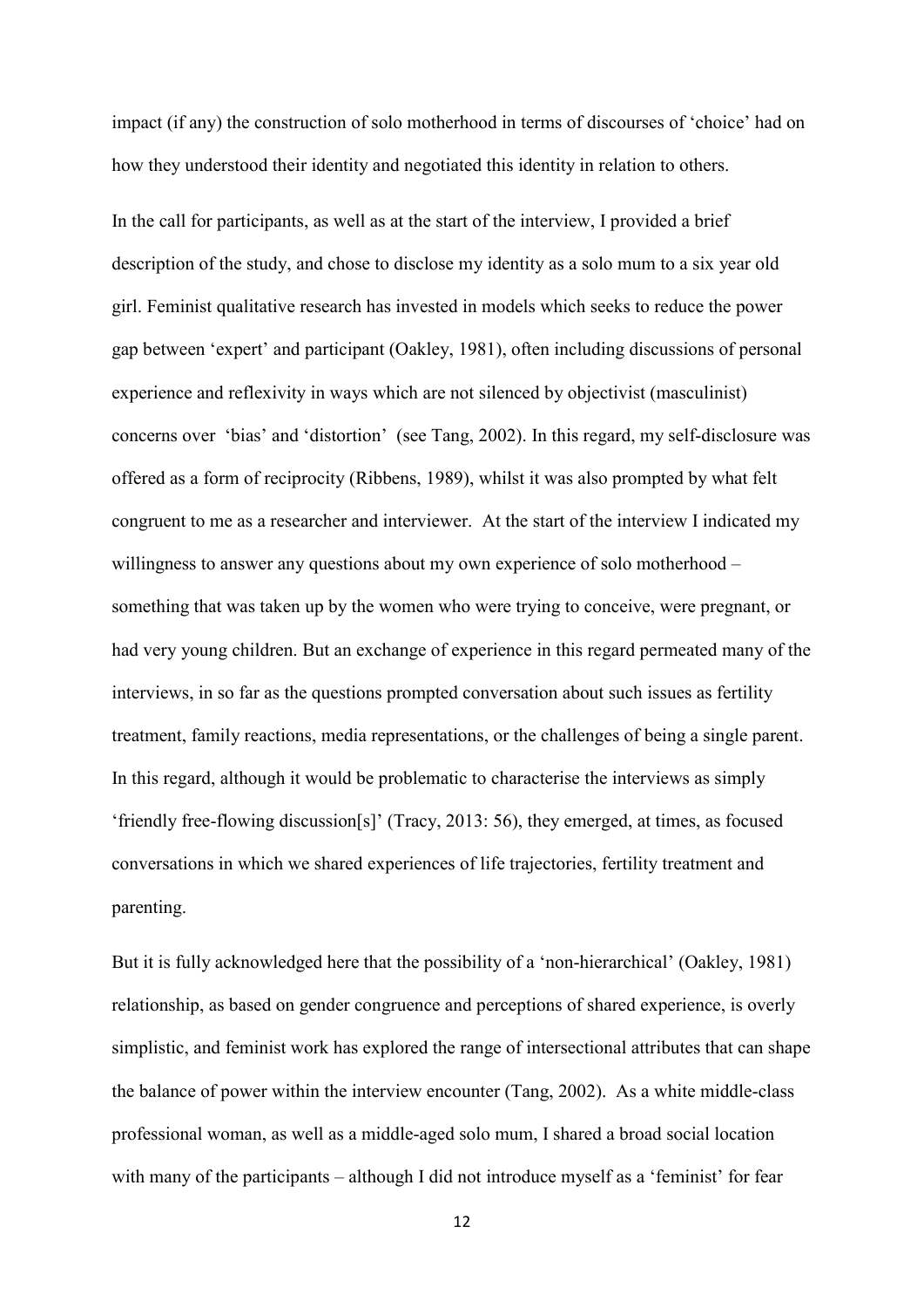impact (if any) the construction of solo motherhood in terms of discourses of 'choice' had on how they understood their identity and negotiated this identity in relation to others.

In the call for participants, as well as at the start of the interview, I provided a brief description of the study, and chose to disclose my identity as a solo mum to a six year old girl. Feminist qualitative research has invested in models which seeks to reduce the power gap between 'expert' and participant (Oakley, 1981), often including discussions of personal experience and reflexivity in ways which are not silenced by objectivist (masculinist) concerns over 'bias' and 'distortion' (see Tang, 2002). In this regard, my self-disclosure was offered as a form of reciprocity (Ribbens, 1989), whilst it was also prompted by what felt congruent to me as a researcher and interviewer. At the start of the interview I indicated my willingness to answer any questions about my own experience of solo motherhood – something that was taken up by the women who were trying to conceive, were pregnant, or had very young children. But an exchange of experience in this regard permeated many of the interviews, in so far as the questions prompted conversation about such issues as fertility treatment, family reactions, media representations, or the challenges of being a single parent. In this regard, although it would be problematic to characterise the interviews as simply 'friendly free-flowing discussion[s]' (Tracy, 2013: 56), they emerged, at times, as focused conversations in which we shared experiences of life trajectories, fertility treatment and parenting.

But it is fully acknowledged here that the possibility of a 'non-hierarchical' (Oakley, 1981) relationship, as based on gender congruence and perceptions of shared experience, is overly simplistic, and feminist work has explored the range of intersectional attributes that can shape the balance of power within the interview encounter (Tang, 2002). As a white middle-class professional woman, as well as a middle-aged solo mum, I shared a broad social location with many of the participants – although I did not introduce myself as a 'feminist' for fear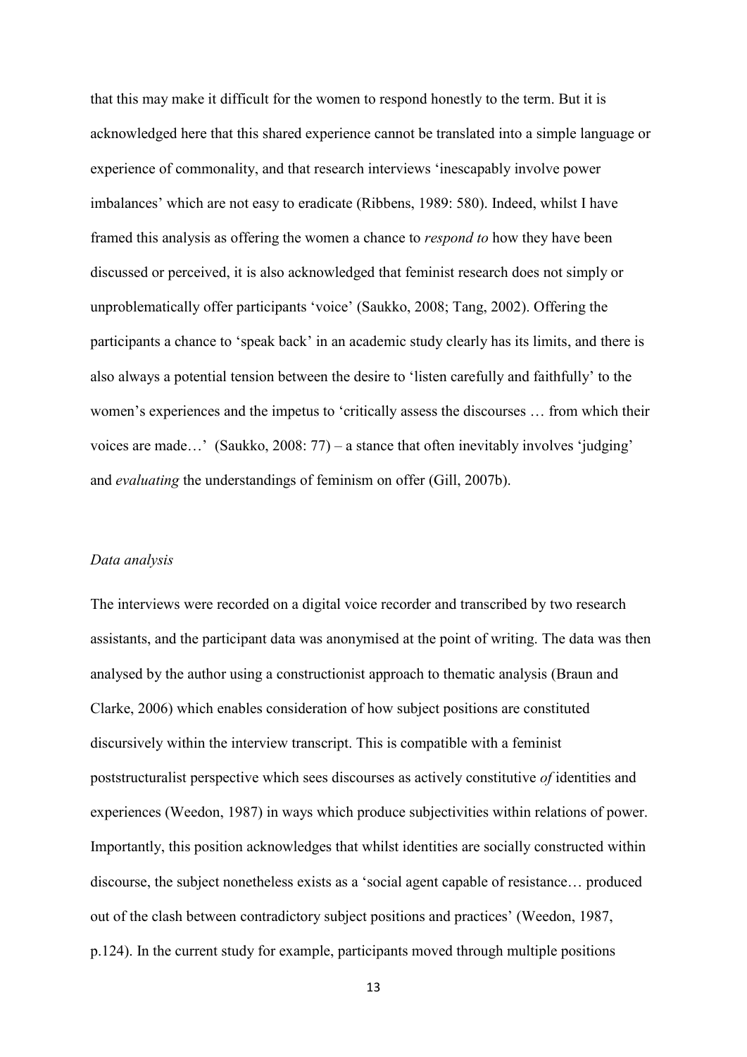that this may make it difficult for the women to respond honestly to the term. But it is acknowledged here that this shared experience cannot be translated into a simple language or experience of commonality, and that research interviews 'inescapably involve power imbalances' which are not easy to eradicate (Ribbens, 1989: 580). Indeed, whilst I have framed this analysis as offering the women a chance to *respond to* how they have been discussed or perceived, it is also acknowledged that feminist research does not simply or unproblematically offer participants 'voice' (Saukko, 2008; Tang, 2002). Offering the participants a chance to 'speak back' in an academic study clearly has its limits, and there is also always a potential tension between the desire to 'listen carefully and faithfully' to the women's experiences and the impetus to 'critically assess the discourses … from which their voices are made…' (Saukko, 2008: 77) – a stance that often inevitably involves 'judging' and *evaluating* the understandings of feminism on offer (Gill, 2007b).

*Data analysis*

The interviews were recorded on a digital voice recorder and transcribed by two research assistants, and the participant data was anonymised at the point of writing. The data was then analysed by the author using a constructionist approach to thematic analysis (Braun and Clarke, 2006) which enables consideration of how subject positions are constituted discursively within the interview transcript. This is compatible with a feminist poststructuralist perspective which sees discourses as actively constitutive *of* identities and experiences (Weedon, 1987) in ways which produce subjectivities within relations of power. Importantly, this position acknowledges that whilst identities are socially constructed within discourse, the subject nonetheless exists as a 'social agent capable of resistance… produced out of the clash between contradictory subject positions and practices' (Weedon, 1987, p.124). In the current study for example, participants moved through multiple positions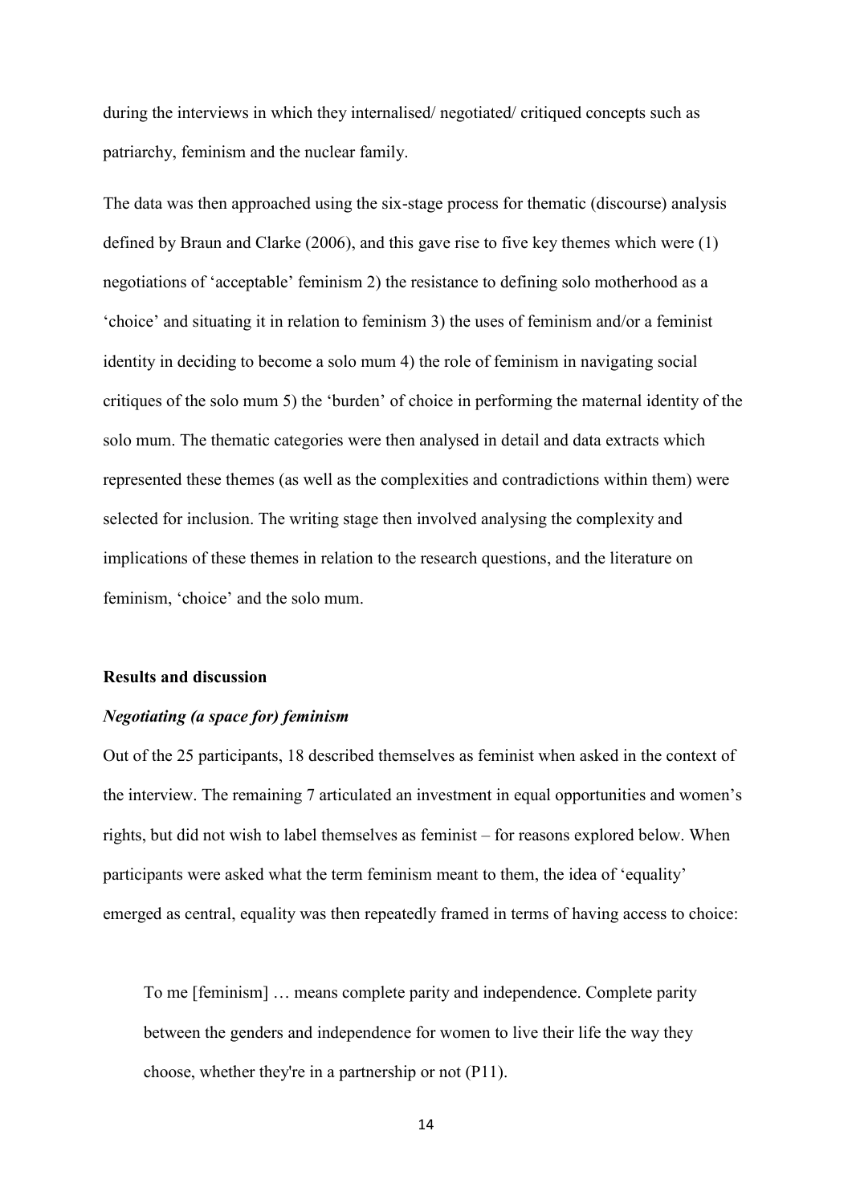during the interviews in which they internalised/ negotiated/ critiqued concepts such as patriarchy, feminism and the nuclear family.

The data was then approached using the six-stage process for thematic (discourse) analysis defined by Braun and Clarke (2006), and this gave rise to five key themes which were (1) negotiations of 'acceptable' feminism 2) the resistance to defining solo motherhood as a 'choice' and situating it in relation to feminism 3) the uses of feminism and/or a feminist identity in deciding to become a solo mum 4) the role of feminism in navigating social critiques of the solo mum 5) the 'burden' of choice in performing the maternal identity of the solo mum. The thematic categories were then analysed in detail and data extracts which represented these themes (as well as the complexities and contradictions within them) were selected for inclusion. The writing stage then involved analysing the complexity and implications of these themes in relation to the research questions, and the literature on feminism, 'choice' and the solo mum.

## Results and discussion

### *Negotiating (a space for) feminism*

Out of the 25 participants, 18 described themselves as feminist when asked in the context of the interview. The remaining 7 articulated an investment in equal opportunities and women's rights, but did not wish to label themselves as feminist – for reasons explored below. When participants were asked what the term feminism meant to them, the idea of 'equality' emerged as central, equality was then repeatedly framed in terms of having access to choice:

> To me [feminism] … means complete parity and independence. Complete parity between the genders and independence for women to live their life the way they choose, whether they're in a partnership or not (P11).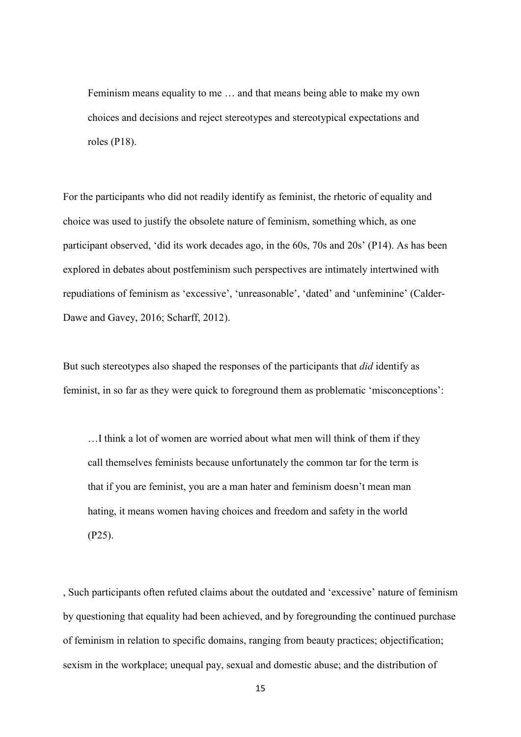> Feminism means equality to me … and that means being able to make my own choices and decisions and reject stereotypes and stereotypical expectations and roles (P18).

For the participants who did not readily identify as feminist, the rhetoric of equality and choice was used to justify the obsolete nature of feminism, something which, as one participant observed, 'did its work decades ago, in the 60s, 70s and 20s' (P14). As has been explored in debates about postfeminism such perspectives are intimately intertwined with repudiations of feminism as 'excessive', 'unreasonable', 'dated' and 'unfeminine' (Calder-Dawe and Gavey, 2016; Scharff, 2012).

But such stereotypes also shaped the responses of the participants that *did* identify as feminist, in so far as they were quick to foreground them as problematic 'misconceptions':

> …I think a lot of women are worried about what men will think of them if they call themselves feminists because unfortunately the common tar for the term is that if you are feminist, you are a man hater and feminism doesn't mean man hating, it means women having choices and freedom and safety in the world (P25).

, Such participants often refuted claims about the outdated and 'excessive' nature of feminism by questioning that equality had been achieved, and by foregrounding the continued purchase of feminism in relation to specific domains, ranging from beauty practices; objectification; sexism in the workplace; unequal pay, sexual and domestic abuse; and the distribution of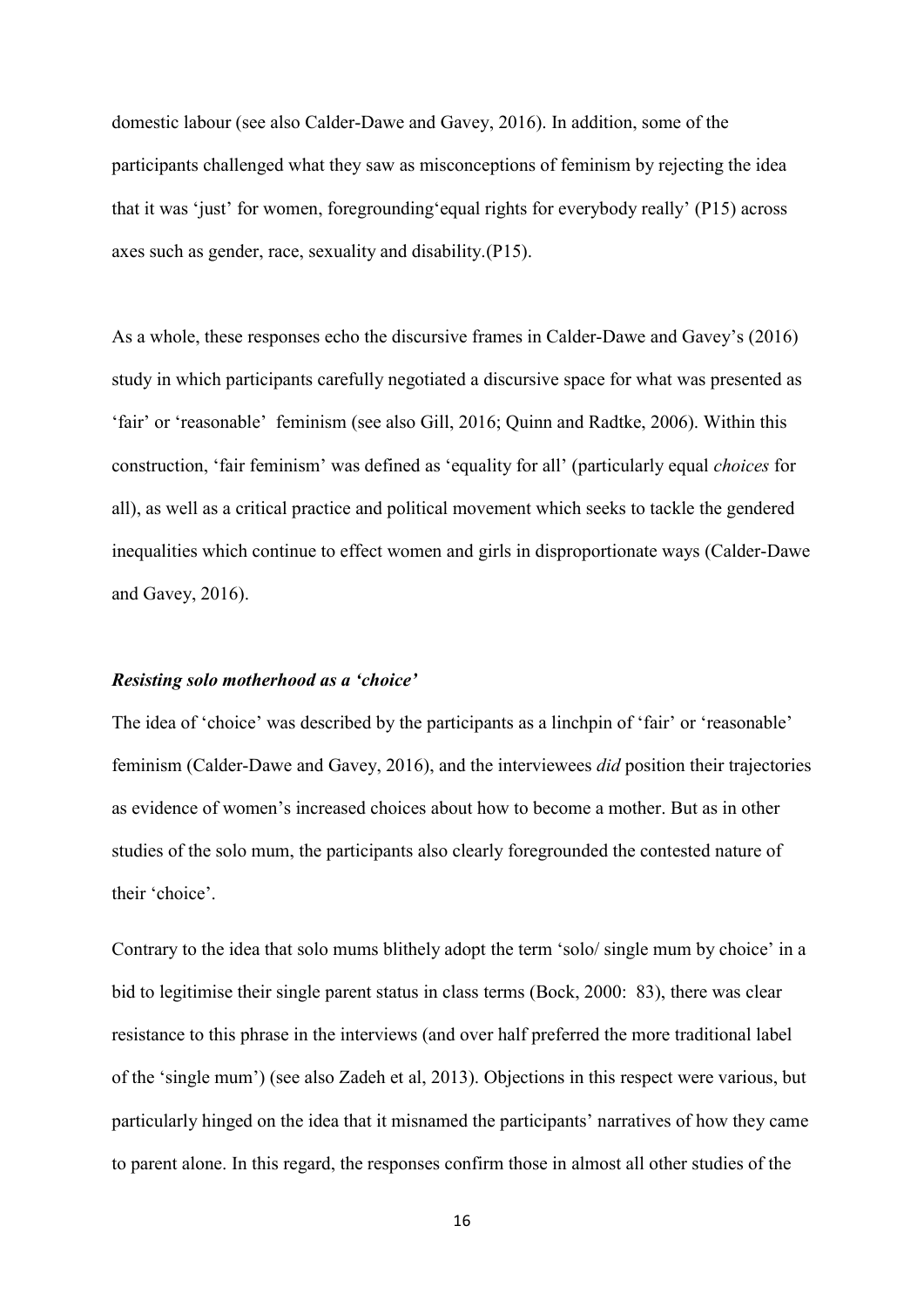domestic labour (see also Calder-Dawe and Gavey, 2016). In addition, some of the participants challenged what they saw as misconceptions of feminism by rejecting the idea that it was 'just' for women, foregrounding'equal rights for everybody really' (P15) across axes such as gender, race, sexuality and disability.(P15).

As a whole, these responses echo the discursive frames in Calder-Dawe and Gavey's (2016) study in which participants carefully negotiated a discursive space for what was presented as 'fair' or 'reasonable' feminism (see also Gill, 2016; Quinn and Radtke, 2006). Within this construction, 'fair feminism' was defined as 'equality for all' (particularly equal *choices* for all), as well as a critical practice and political movement which seeks to tackle the gendered inequalities which continue to effect women and girls in disproportionate ways (Calder-Dawe and Gavey, 2016).

### ***Resisting solo motherhood as a 'choice'***

The idea of 'choice' was described by the participants as a linchpin of 'fair' or 'reasonable' feminism (Calder-Dawe and Gavey, 2016), and the interviewees *did* position their trajectories as evidence of women's increased choices about how to become a mother. But as in other studies of the solo mum, the participants also clearly foregrounded the contested nature of their 'choice'.

Contrary to the idea that solo mums blithely adopt the term 'solo/ single mum by choice' in a bid to legitimise their single parent status in class terms (Bock, 2000: 83), there was clear resistance to this phrase in the interviews (and over half preferred the more traditional label of the 'single mum') (see also Zadeh et al, 2013). Objections in this respect were various, but particularly hinged on the idea that it misnamed the participants' narratives of how they came to parent alone. In this regard, the responses confirm those in almost all other studies of the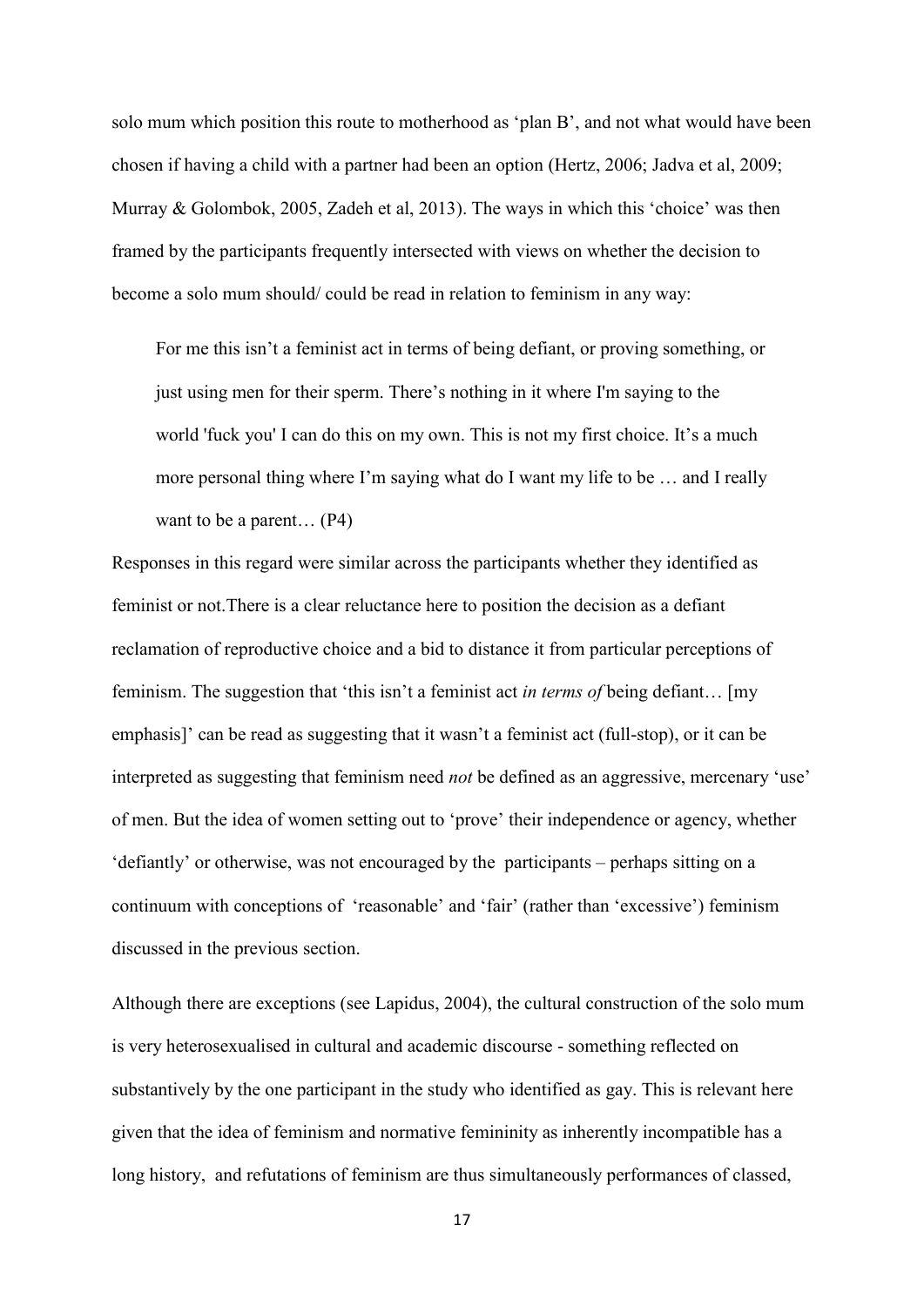solo mum which position this route to motherhood as 'plan B', and not what would have been chosen if having a child with a partner had been an option (Hertz, 2006; Jadva et al, 2009; Murray & Golombok, 2005, Zadeh et al, 2013). The ways in which this 'choice' was then framed by the participants frequently intersected with views on whether the decision to become a solo mum should/ could be read in relation to feminism in any way:

> For me this isn't a feminist act in terms of being defiant, or proving something, or just using men for their sperm. There's nothing in it where I'm saying to the world 'fuck you' I can do this on my own. This is not my first choice. It's a much more personal thing where I'm saying what do I want my life to be … and I really want to be a parent… (P4)

Responses in this regard were similar across the participants whether they identified as feminist or not.There is a clear reluctance here to position the decision as a defiant reclamation of reproductive choice and a bid to distance it from particular perceptions of feminism. The suggestion that 'this isn't a feminist act *in terms of* being defiant… [my emphasis]' can be read as suggesting that it wasn't a feminist act (full-stop), or it can be interpreted as suggesting that feminism need *not* be defined as an aggressive, mercenary 'use' of men. But the idea of women setting out to 'prove' their independence or agency, whether 'defiantly' or otherwise, was not encouraged by the participants – perhaps sitting on a continuum with conceptions of 'reasonable' and 'fair' (rather than 'excessive') feminism discussed in the previous section.

Although there are exceptions (see Lapidus, 2004), the cultural construction of the solo mum is very heterosexualised in cultural and academic discourse - something reflected on substantively by the one participant in the study who identified as gay. This is relevant here given that the idea of feminism and normative femininity as inherently incompatible has a long history, and refutations of feminism are thus simultaneously performances of classed,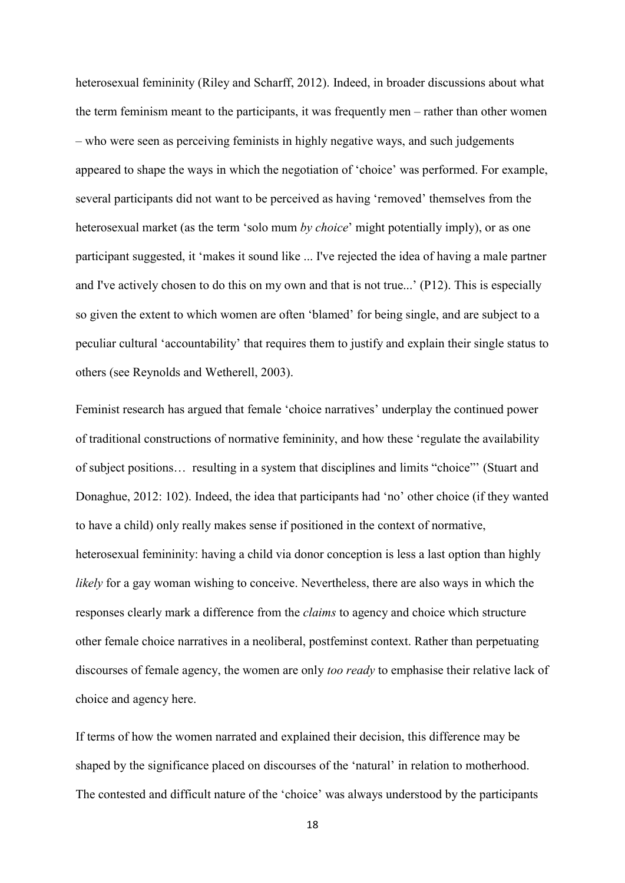heterosexual femininity (Riley and Scharff, 2012). Indeed, in broader discussions about what the term feminism meant to the participants, it was frequently men – rather than other women – who were seen as perceiving feminists in highly negative ways, and such judgements appeared to shape the ways in which the negotiation of 'choice' was performed. For example, several participants did not want to be perceived as having 'removed' themselves from the heterosexual market (as the term 'solo mum *by choice*' might potentially imply), or as one participant suggested, it 'makes it sound like ... I've rejected the idea of having a male partner and I've actively chosen to do this on my own and that is not true...' (P12). This is especially so given the extent to which women are often 'blamed' for being single, and are subject to a peculiar cultural 'accountability' that requires them to justify and explain their single status to others (see Reynolds and Wetherell, 2003).

Feminist research has argued that female 'choice narratives' underplay the continued power of traditional constructions of normative femininity, and how these 'regulate the availability of subject positions… resulting in a system that disciplines and limits "choice"' (Stuart and Donaghue, 2012: 102). Indeed, the idea that participants had 'no' other choice (if they wanted to have a child) only really makes sense if positioned in the context of normative, heterosexual femininity: having a child via donor conception is less a last option than highly *likely* for a gay woman wishing to conceive. Nevertheless, there are also ways in which the responses clearly mark a difference from the *claims* to agency and choice which structure other female choice narratives in a neoliberal, postfeminst context. Rather than perpetuating discourses of female agency, the women are only *too ready* to emphasise their relative lack of choice and agency here.

If terms of how the women narrated and explained their decision, this difference may be shaped by the significance placed on discourses of the 'natural' in relation to motherhood. The contested and difficult nature of the 'choice' was always understood by the participants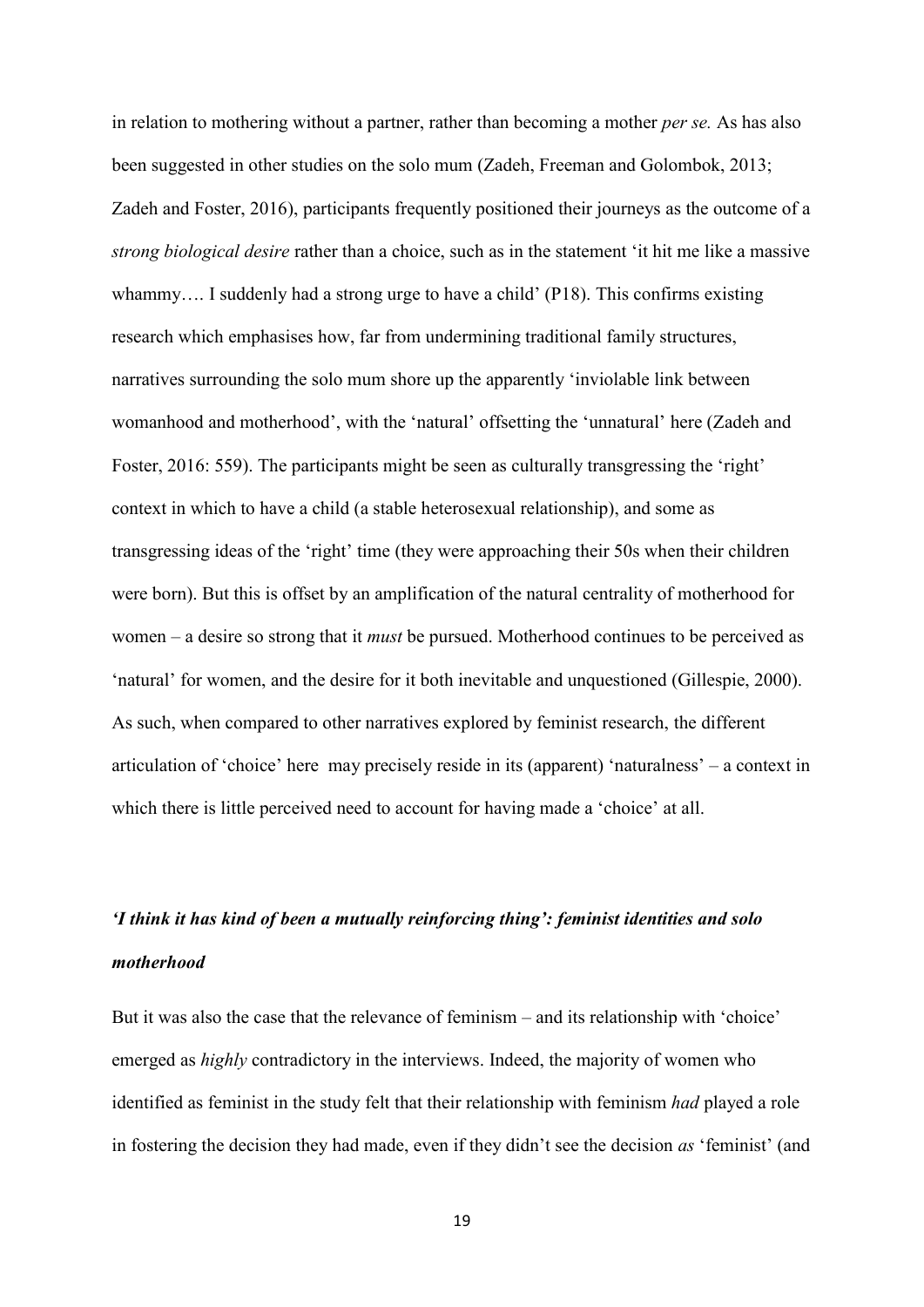in relation to mothering without a partner, rather than becoming a mother *per se.* As has also been suggested in other studies on the solo mum (Zadeh, Freeman and Golombok, 2013; Zadeh and Foster, 2016), participants frequently positioned their journeys as the outcome of a *strong biological desire* rather than a choice, such as in the statement 'it hit me like a massive whammy…. I suddenly had a strong urge to have a child' (P18). This confirms existing research which emphasises how, far from undermining traditional family structures, narratives surrounding the solo mum shore up the apparently 'inviolable link between womanhood and motherhood', with the 'natural' offsetting the 'unnatural' here (Zadeh and Foster, 2016: 559). The participants might be seen as culturally transgressing the 'right' context in which to have a child (a stable heterosexual relationship), and some as transgressing ideas of the 'right' time (they were approaching their 50s when their children were born). But this is offset by an amplification of the natural centrality of motherhood for women – a desire so strong that it *must* be pursued. Motherhood continues to be perceived as 'natural' for women, and the desire for it both inevitable and unquestioned (Gillespie, 2000). As such, when compared to other narratives explored by feminist research, the different articulation of 'choice' here may precisely reside in its (apparent) 'naturalness' – a context in which there is little perceived need to account for having made a 'choice' at all.

### *'I think it has kind of been a mutually reinforcing thing': feminist identities and solo motherhood*

But it was also the case that the relevance of feminism – and its relationship with 'choice' emerged as *highly* contradictory in the interviews. Indeed, the majority of women who identified as feminist in the study felt that their relationship with feminism *had* played a role in fostering the decision they had made, even if they didn't see the decision *as* 'feminist' (and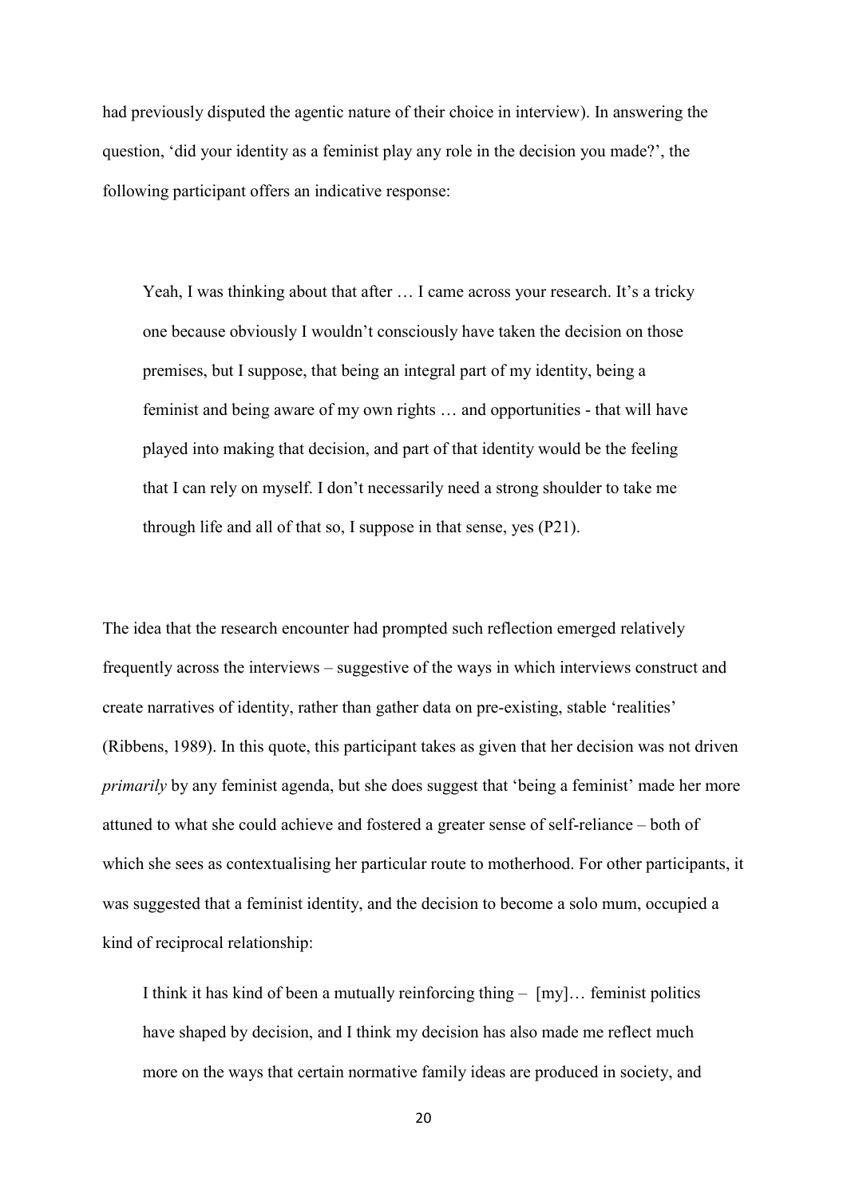had previously disputed the agentic nature of their choice in interview). In answering the question, 'did your identity as a feminist play any role in the decision you made?', the following participant offers an indicative response:

> Yeah, I was thinking about that after … I came across your research. It's a tricky one because obviously I wouldn't consciously have taken the decision on those premises, but I suppose, that being an integral part of my identity, being a feminist and being aware of my own rights … and opportunities - that will have played into making that decision, and part of that identity would be the feeling that I can rely on myself. I don't necessarily need a strong shoulder to take me through life and all of that so, I suppose in that sense, yes (P21).

The idea that the research encounter had prompted such reflection emerged relatively frequently across the interviews – suggestive of the ways in which interviews construct and create narratives of identity, rather than gather data on pre-existing, stable 'realities' (Ribbens, 1989). In this quote, this participant takes as given that her decision was not driven *primarily* by any feminist agenda, but she does suggest that 'being a feminist' made her more attuned to what she could achieve and fostered a greater sense of self-reliance – both of which she sees as contextualising her particular route to motherhood. For other participants, it was suggested that a feminist identity, and the decision to become a solo mum, occupied a kind of reciprocal relationship:

> I think it has kind of been a mutually reinforcing thing – [my]… feminist politics have shaped by decision, and I think my decision has also made me reflect much more on the ways that certain normative family ideas are produced in society, and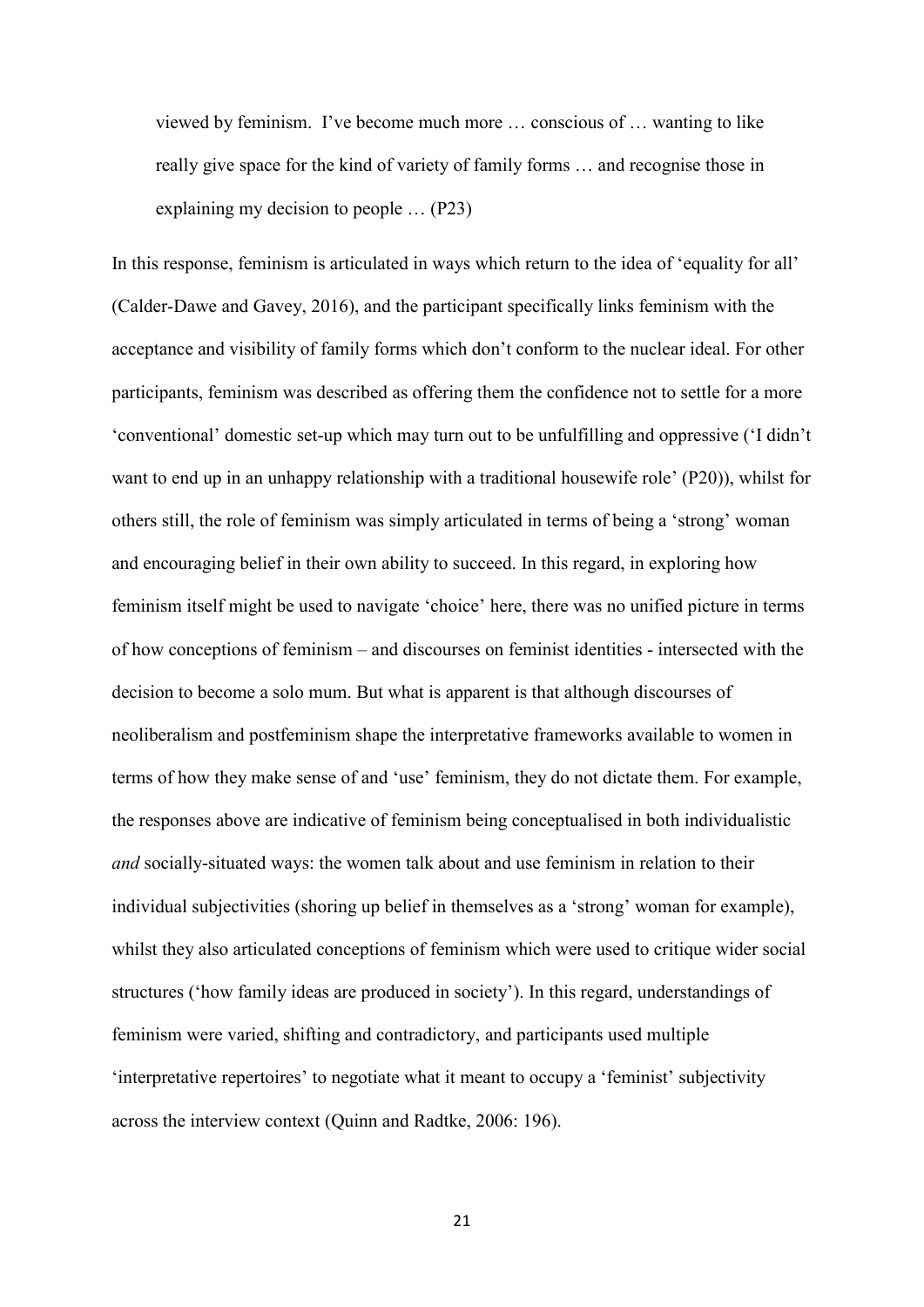> viewed by feminism. I've become much more … conscious of … wanting to like really give space for the kind of variety of family forms … and recognise those in explaining my decision to people … (P23)

In this response, feminism is articulated in ways which return to the idea of 'equality for all' (Calder-Dawe and Gavey, 2016), and the participant specifically links feminism with the acceptance and visibility of family forms which don't conform to the nuclear ideal. For other participants, feminism was described as offering them the confidence not to settle for a more 'conventional' domestic set-up which may turn out to be unfulfilling and oppressive ('I didn't want to end up in an unhappy relationship with a traditional housewife role' (P20)), whilst for others still, the role of feminism was simply articulated in terms of being a 'strong' woman and encouraging belief in their own ability to succeed. In this regard, in exploring how feminism itself might be used to navigate 'choice' here, there was no unified picture in terms of how conceptions of feminism – and discourses on feminist identities - intersected with the decision to become a solo mum. But what is apparent is that although discourses of neoliberalism and postfeminism shape the interpretative frameworks available to women in terms of how they make sense of and 'use' feminism, they do not dictate them. For example, the responses above are indicative of feminism being conceptualised in both individualistic *and* socially-situated ways: the women talk about and use feminism in relation to their individual subjectivities (shoring up belief in themselves as a 'strong' woman for example), whilst they also articulated conceptions of feminism which were used to critique wider social structures ('how family ideas are produced in society'). In this regard, understandings of feminism were varied, shifting and contradictory, and participants used multiple 'interpretative repertoires' to negotiate what it meant to occupy a 'feminist' subjectivity across the interview context (Quinn and Radtke, 2006: 196).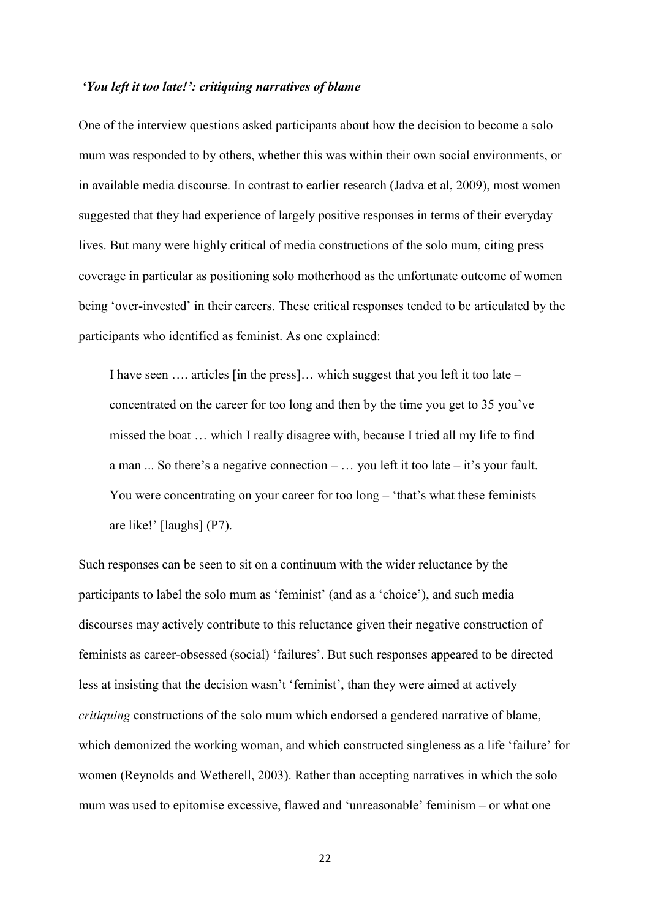### *'You left it too late!': critiquing narratives of blame*

One of the interview questions asked participants about how the decision to become a solo mum was responded to by others, whether this was within their own social environments, or in available media discourse. In contrast to earlier research (Jadva et al, 2009), most women suggested that they had experience of largely positive responses in terms of their everyday lives. But many were highly critical of media constructions of the solo mum, citing press coverage in particular as positioning solo motherhood as the unfortunate outcome of women being 'over-invested' in their careers. These critical responses tended to be articulated by the participants who identified as feminist. As one explained:

> I have seen …. articles [in the press]… which suggest that you left it too late – concentrated on the career for too long and then by the time you get to 35 you've missed the boat … which I really disagree with, because I tried all my life to find a man ... So there's a negative connection – … you left it too late – it's your fault. You were concentrating on your career for too long – 'that's what these feminists are like!' [laughs] (P7).

Such responses can be seen to sit on a continuum with the wider reluctance by the participants to label the solo mum as 'feminist' (and as a 'choice'), and such media discourses may actively contribute to this reluctance given their negative construction of feminists as career-obsessed (social) 'failures'. But such responses appeared to be directed less at insisting that the decision wasn't 'feminist', than they were aimed at actively *critiquing* constructions of the solo mum which endorsed a gendered narrative of blame, which demonized the working woman, and which constructed singleness as a life 'failure' for women (Reynolds and Wetherell, 2003). Rather than accepting narratives in which the solo mum was used to epitomise excessive, flawed and 'unreasonable' feminism – or what one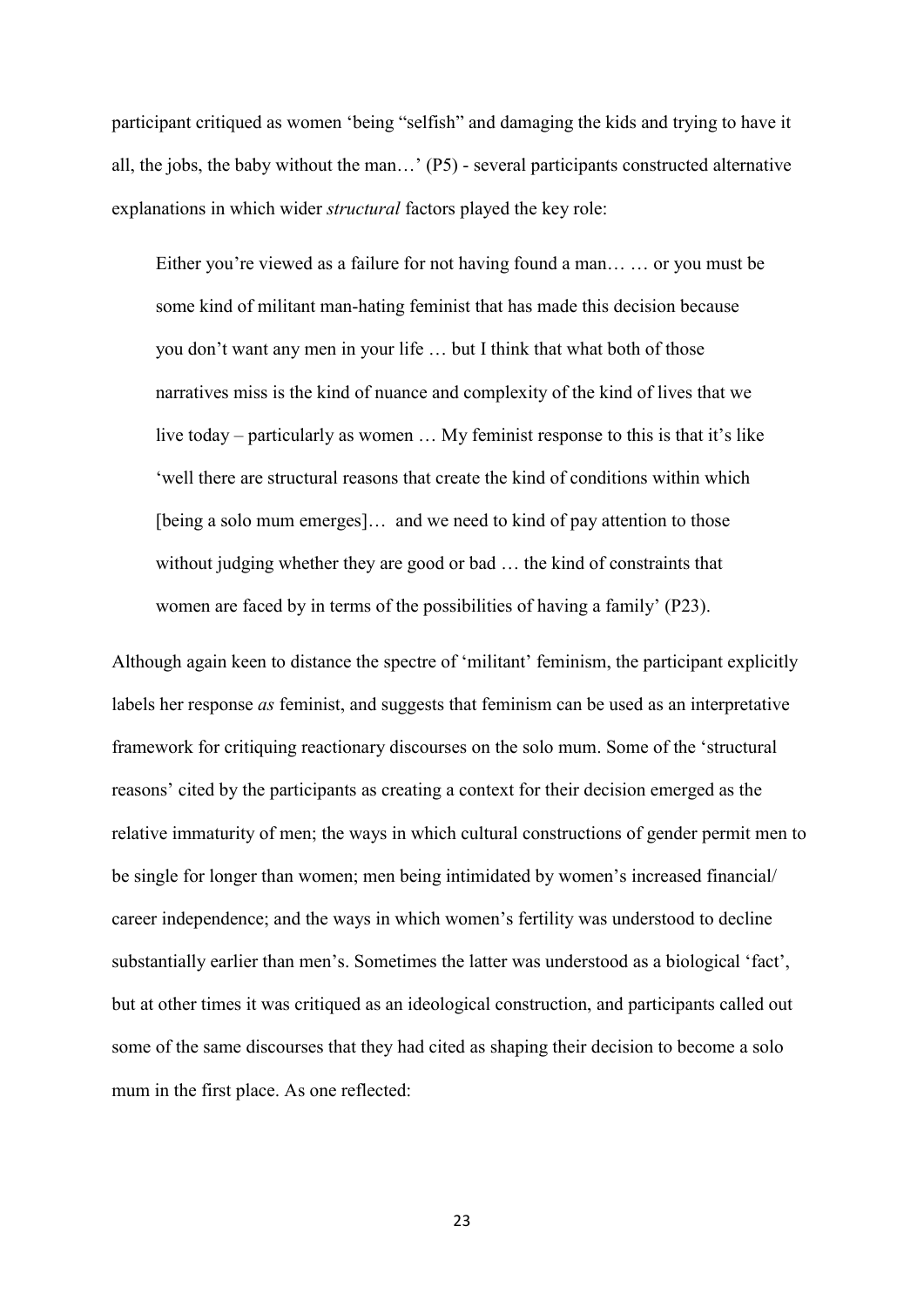participant critiqued as women 'being "selfish" and damaging the kids and trying to have it all, the jobs, the baby without the man…' (P5) - several participants constructed alternative explanations in which wider *structural* factors played the key role:

> Either you're viewed as a failure for not having found a man… … or you must be some kind of militant man-hating feminist that has made this decision because you don't want any men in your life … but I think that what both of those narratives miss is the kind of nuance and complexity of the kind of lives that we live today – particularly as women … My feminist response to this is that it's like 'well there are structural reasons that create the kind of conditions within which [being a solo mum emerges]… and we need to kind of pay attention to those without judging whether they are good or bad … the kind of constraints that women are faced by in terms of the possibilities of having a family' (P23).

Although again keen to distance the spectre of 'militant' feminism, the participant explicitly labels her response *as* feminist, and suggests that feminism can be used as an interpretative framework for critiquing reactionary discourses on the solo mum. Some of the 'structural reasons' cited by the participants as creating a context for their decision emerged as the relative immaturity of men; the ways in which cultural constructions of gender permit men to be single for longer than women; men being intimidated by women's increased financial/ career independence; and the ways in which women's fertility was understood to decline substantially earlier than men's. Sometimes the latter was understood as a biological 'fact', but at other times it was critiqued as an ideological construction, and participants called out some of the same discourses that they had cited as shaping their decision to become a solo mum in the first place. As one reflected: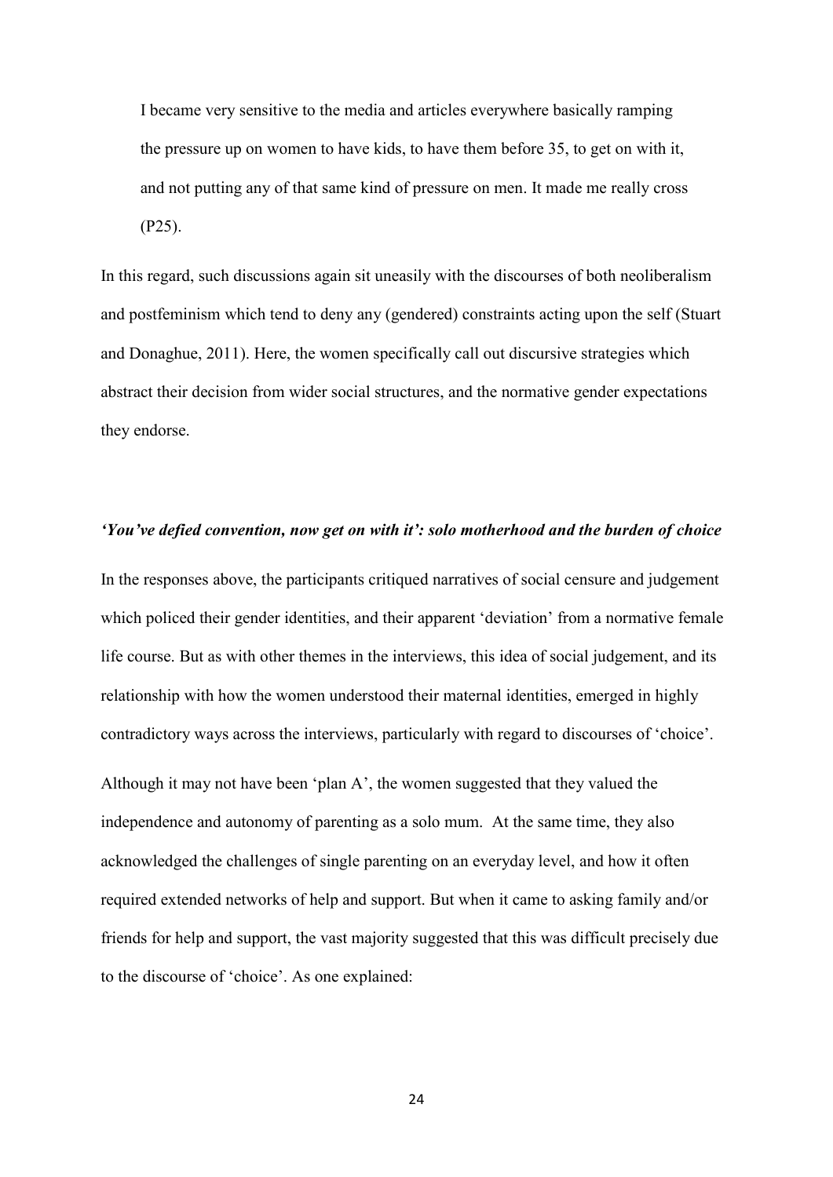> I became very sensitive to the media and articles everywhere basically ramping the pressure up on women to have kids, to have them before 35, to get on with it, and not putting any of that same kind of pressure on men. It made me really cross (P25).

In this regard, such discussions again sit uneasily with the discourses of both neoliberalism and postfeminism which tend to deny any (gendered) constraints acting upon the self (Stuart and Donaghue, 2011). Here, the women specifically call out discursive strategies which abstract their decision from wider social structures, and the normative gender expectations they endorse.

### *'You've defied convention, now get on with it': solo motherhood and the burden of choice*

In the responses above, the participants critiqued narratives of social censure and judgement which policed their gender identities, and their apparent 'deviation' from a normative female life course. But as with other themes in the interviews, this idea of social judgement, and its relationship with how the women understood their maternal identities, emerged in highly contradictory ways across the interviews, particularly with regard to discourses of 'choice'.

Although it may not have been 'plan A', the women suggested that they valued the independence and autonomy of parenting as a solo mum. At the same time, they also acknowledged the challenges of single parenting on an everyday level, and how it often required extended networks of help and support. But when it came to asking family and/or friends for help and support, the vast majority suggested that this was difficult precisely due to the discourse of 'choice'. As one explained: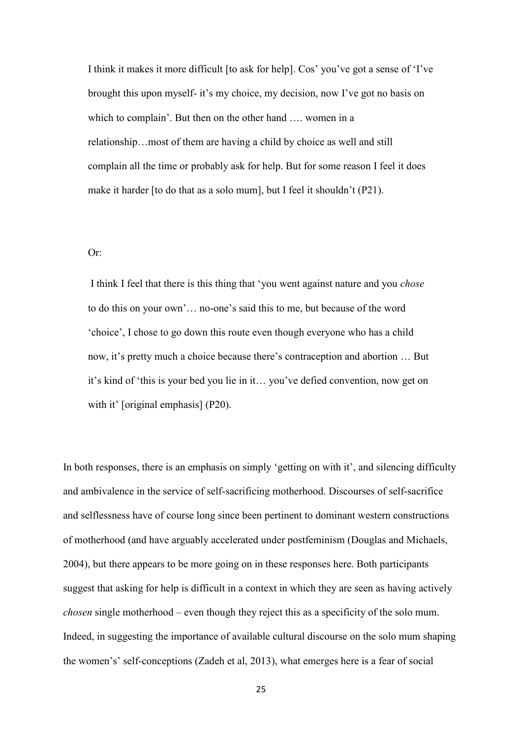> I think it makes it more difficult [to ask for help]. Cos' you've got a sense of 'I've brought this upon myself- it's my choice, my decision, now I've got no basis on which to complain'. But then on the other hand …. women in a relationship…most of them are having a child by choice as well and still complain all the time or probably ask for help. But for some reason I feel it does make it harder [to do that as a solo mum], but I feel it shouldn't (P21).

Or:

> I think I feel that there is this thing that 'you went against nature and you *chose* to do this on your own'… no-one's said this to me, but because of the word 'choice', I chose to go down this route even though everyone who has a child now, it's pretty much a choice because there's contraception and abortion … But it's kind of 'this is your bed you lie in it… you've defied convention, now get on with it' [original emphasis] (P20).

In both responses, there is an emphasis on simply 'getting on with it', and silencing difficulty and ambivalence in the service of self-sacrificing motherhood. Discourses of self-sacrifice and selflessness have of course long since been pertinent to dominant western constructions of motherhood (and have arguably accelerated under postfeminism (Douglas and Michaels, 2004), but there appears to be more going on in these responses here. Both participants suggest that asking for help is difficult in a context in which they are seen as having actively *chosen* single motherhood – even though they reject this as a specificity of the solo mum. Indeed, in suggesting the importance of available cultural discourse on the solo mum shaping the women's' self-conceptions (Zadeh et al, 2013), what emerges here is a fear of social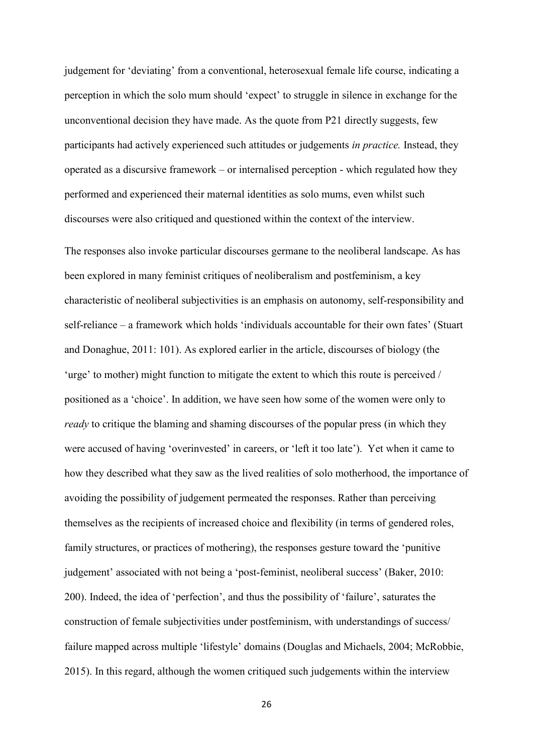judgement for 'deviating' from a conventional, heterosexual female life course, indicating a perception in which the solo mum should 'expect' to struggle in silence in exchange for the unconventional decision they have made. As the quote from P21 directly suggests, few participants had actively experienced such attitudes or judgements *in practice.* Instead, they operated as a discursive framework – or internalised perception - which regulated how they performed and experienced their maternal identities as solo mums, even whilst such discourses were also critiqued and questioned within the context of the interview.

The responses also invoke particular discourses germane to the neoliberal landscape. As has been explored in many feminist critiques of neoliberalism and postfeminism, a key characteristic of neoliberal subjectivities is an emphasis on autonomy, self-responsibility and self-reliance – a framework which holds 'individuals accountable for their own fates' (Stuart and Donaghue, 2011: 101). As explored earlier in the article, discourses of biology (the 'urge' to mother) might function to mitigate the extent to which this route is perceived / positioned as a 'choice'. In addition, we have seen how some of the women were only to *ready* to critique the blaming and shaming discourses of the popular press (in which they were accused of having 'overinvested' in careers, or 'left it too late'). Yet when it came to how they described what they saw as the lived realities of solo motherhood, the importance of avoiding the possibility of judgement permeated the responses. Rather than perceiving themselves as the recipients of increased choice and flexibility (in terms of gendered roles, family structures, or practices of mothering), the responses gesture toward the 'punitive judgement' associated with not being a 'post-feminist, neoliberal success' (Baker, 2010: 200). Indeed, the idea of 'perfection', and thus the possibility of 'failure', saturates the construction of female subjectivities under postfeminism, with understandings of success/ failure mapped across multiple 'lifestyle' domains (Douglas and Michaels, 2004; McRobbie, 2015). In this regard, although the women critiqued such judgements within the interview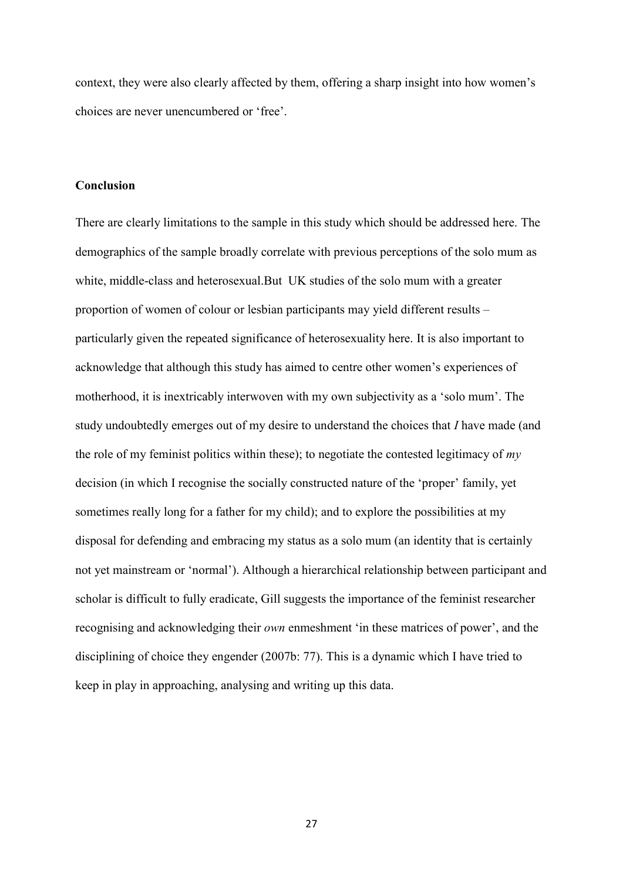context, they were also clearly affected by them, offering a sharp insight into how women's choices are never unencumbered or 'free'.

**Conclusion**

There are clearly limitations to the sample in this study which should be addressed here. The demographics of the sample broadly correlate with previous perceptions of the solo mum as white, middle-class and heterosexual.But UK studies of the solo mum with a greater proportion of women of colour or lesbian participants may yield different results – particularly given the repeated significance of heterosexuality here. It is also important to acknowledge that although this study has aimed to centre other women's experiences of motherhood, it is inextricably interwoven with my own subjectivity as a 'solo mum'. The study undoubtedly emerges out of my desire to understand the choices that *I* have made (and the role of my feminist politics within these); to negotiate the contested legitimacy of *my* decision (in which I recognise the socially constructed nature of the 'proper' family, yet sometimes really long for a father for my child); and to explore the possibilities at my disposal for defending and embracing my status as a solo mum (an identity that is certainly not yet mainstream or 'normal'). Although a hierarchical relationship between participant and scholar is difficult to fully eradicate, Gill suggests the importance of the feminist researcher recognising and acknowledging their *own* enmeshment 'in these matrices of power', and the disciplining of choice they engender (2007b: 77). This is a dynamic which I have tried to keep in play in approaching, analysing and writing up this data.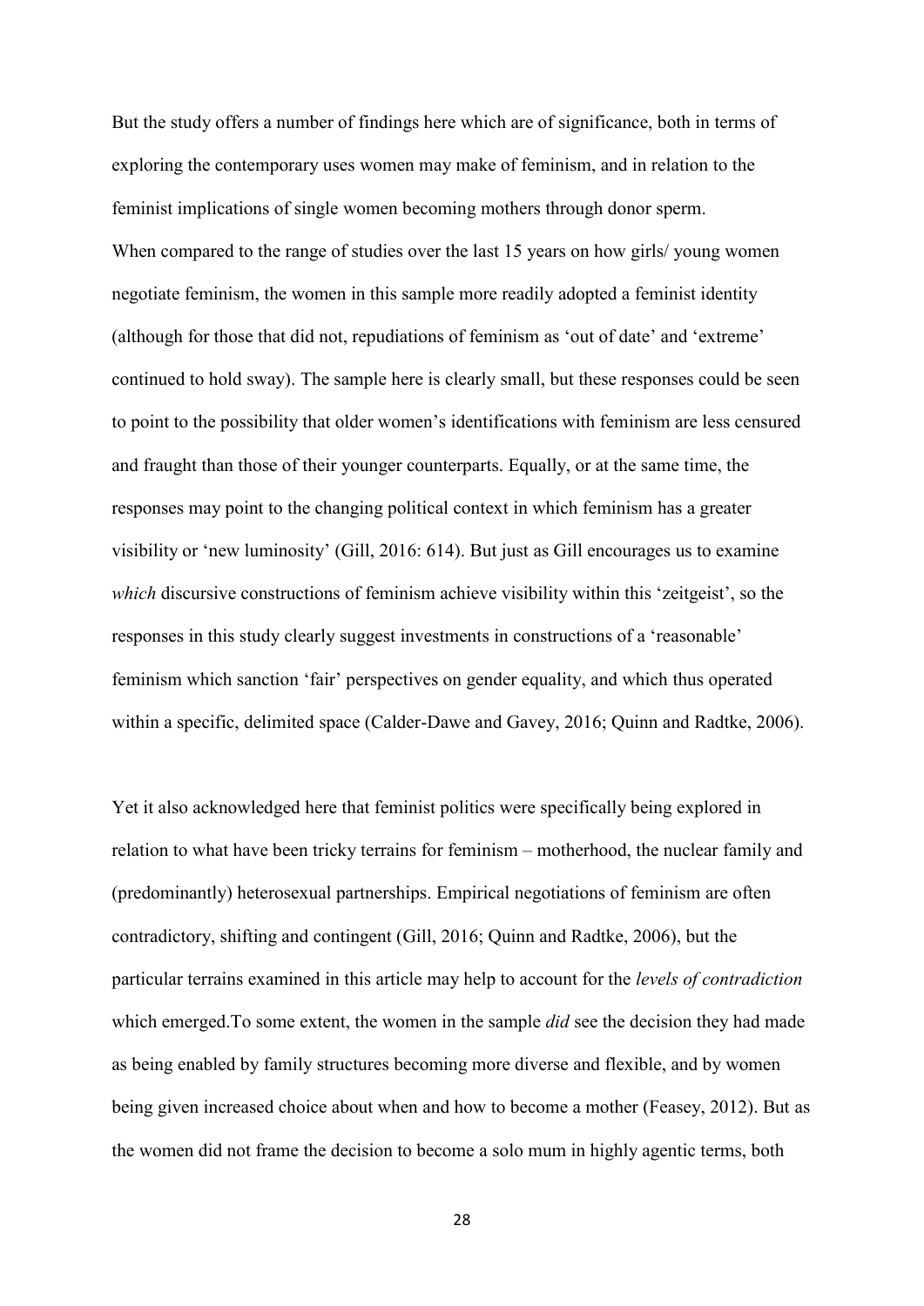But the study offers a number of findings here which are of significance, both in terms of exploring the contemporary uses women may make of feminism, and in relation to the feminist implications of single women becoming mothers through donor sperm.
When compared to the range of studies over the last 15 years on how girls/ young women negotiate feminism, the women in this sample more readily adopted a feminist identity (although for those that did not, repudiations of feminism as 'out of date' and 'extreme' continued to hold sway). The sample here is clearly small, but these responses could be seen to point to the possibility that older women's identifications with feminism are less censured and fraught than those of their younger counterparts. Equally, or at the same time, the responses may point to the changing political context in which feminism has a greater visibility or 'new luminosity' (Gill, 2016: 614). But just as Gill encourages us to examine *which* discursive constructions of feminism achieve visibility within this 'zeitgeist', so the responses in this study clearly suggest investments in constructions of a 'reasonable' feminism which sanction 'fair' perspectives on gender equality, and which thus operated within a specific, delimited space (Calder-Dawe and Gavey, 2016; Quinn and Radtke, 2006).

Yet it also acknowledged here that feminist politics were specifically being explored in relation to what have been tricky terrains for feminism – motherhood, the nuclear family and (predominantly) heterosexual partnerships. Empirical negotiations of feminism are often contradictory, shifting and contingent (Gill, 2016; Quinn and Radtke, 2006), but the particular terrains examined in this article may help to account for the *levels of contradiction* which emerged.To some extent, the women in the sample *did* see the decision they had made as being enabled by family structures becoming more diverse and flexible, and by women being given increased choice about when and how to become a mother (Feasey, 2012). But as the women did not frame the decision to become a solo mum in highly agentic terms, both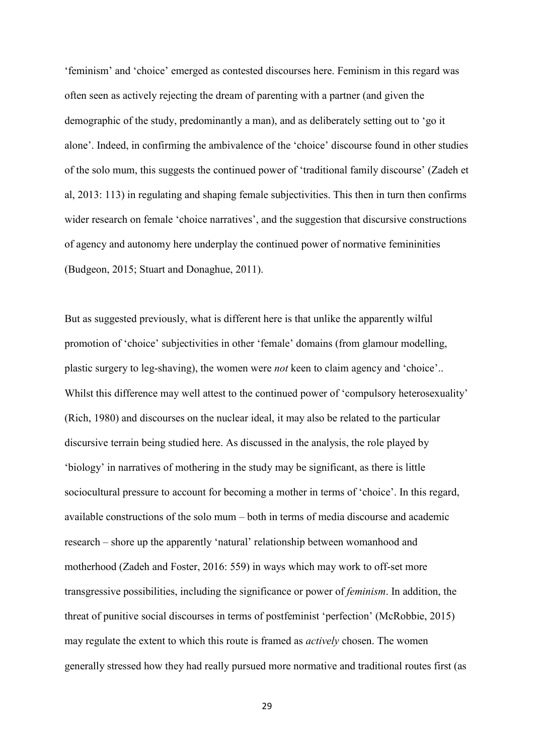'feminism' and 'choice' emerged as contested discourses here. Feminism in this regard was often seen as actively rejecting the dream of parenting with a partner (and given the demographic of the study, predominantly a man), and as deliberately setting out to 'go it alone'. Indeed, in confirming the ambivalence of the 'choice' discourse found in other studies of the solo mum, this suggests the continued power of 'traditional family discourse' (Zadeh et al, 2013: 113) in regulating and shaping female subjectivities. This then in turn then confirms wider research on female 'choice narratives', and the suggestion that discursive constructions of agency and autonomy here underplay the continued power of normative femininities (Budgeon, 2015; Stuart and Donaghue, 2011).

But as suggested previously, what is different here is that unlike the apparently wilful promotion of 'choice' subjectivities in other 'female' domains (from glamour modelling, plastic surgery to leg-shaving), the women were *not* keen to claim agency and 'choice'.. Whilst this difference may well attest to the continued power of 'compulsory heterosexuality' (Rich, 1980) and discourses on the nuclear ideal, it may also be related to the particular discursive terrain being studied here. As discussed in the analysis, the role played by 'biology' in narratives of mothering in the study may be significant, as there is little sociocultural pressure to account for becoming a mother in terms of 'choice'. In this regard, available constructions of the solo mum – both in terms of media discourse and academic research – shore up the apparently 'natural' relationship between womanhood and motherhood (Zadeh and Foster, 2016: 559) in ways which may work to off-set more transgressive possibilities, including the significance or power of *feminism*. In addition, the threat of punitive social discourses in terms of postfeminist 'perfection' (McRobbie, 2015) may regulate the extent to which this route is framed as *actively* chosen. The women generally stressed how they had really pursued more normative and traditional routes first (as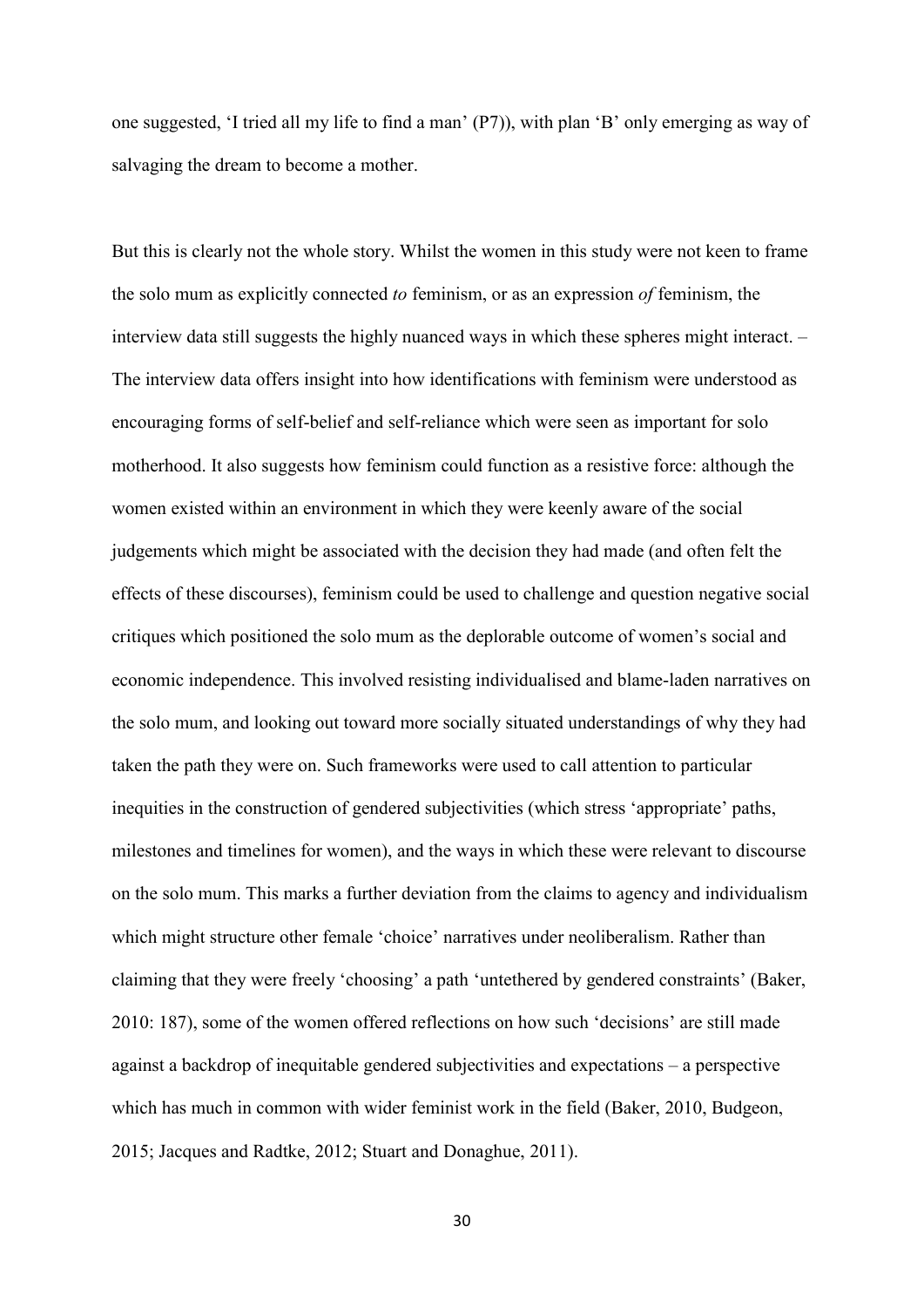one suggested, 'I tried all my life to find a man' (P7)), with plan 'B' only emerging as way of salvaging the dream to become a mother.

But this is clearly not the whole story. Whilst the women in this study were not keen to frame the solo mum as explicitly connected *to* feminism, or as an expression *of* feminism, the interview data still suggests the highly nuanced ways in which these spheres might interact. – The interview data offers insight into how identifications with feminism were understood as encouraging forms of self-belief and self-reliance which were seen as important for solo motherhood. It also suggests how feminism could function as a resistive force: although the women existed within an environment in which they were keenly aware of the social judgements which might be associated with the decision they had made (and often felt the effects of these discourses), feminism could be used to challenge and question negative social critiques which positioned the solo mum as the deplorable outcome of women's social and economic independence. This involved resisting individualised and blame-laden narratives on the solo mum, and looking out toward more socially situated understandings of why they had taken the path they were on. Such frameworks were used to call attention to particular inequities in the construction of gendered subjectivities (which stress 'appropriate' paths, milestones and timelines for women), and the ways in which these were relevant to discourse on the solo mum. This marks a further deviation from the claims to agency and individualism which might structure other female 'choice' narratives under neoliberalism. Rather than claiming that they were freely 'choosing' a path 'untethered by gendered constraints' (Baker, 2010: 187), some of the women offered reflections on how such 'decisions' are still made against a backdrop of inequitable gendered subjectivities and expectations – a perspective which has much in common with wider feminist work in the field (Baker, 2010, Budgeon, 2015; Jacques and Radtke, 2012; Stuart and Donaghue, 2011).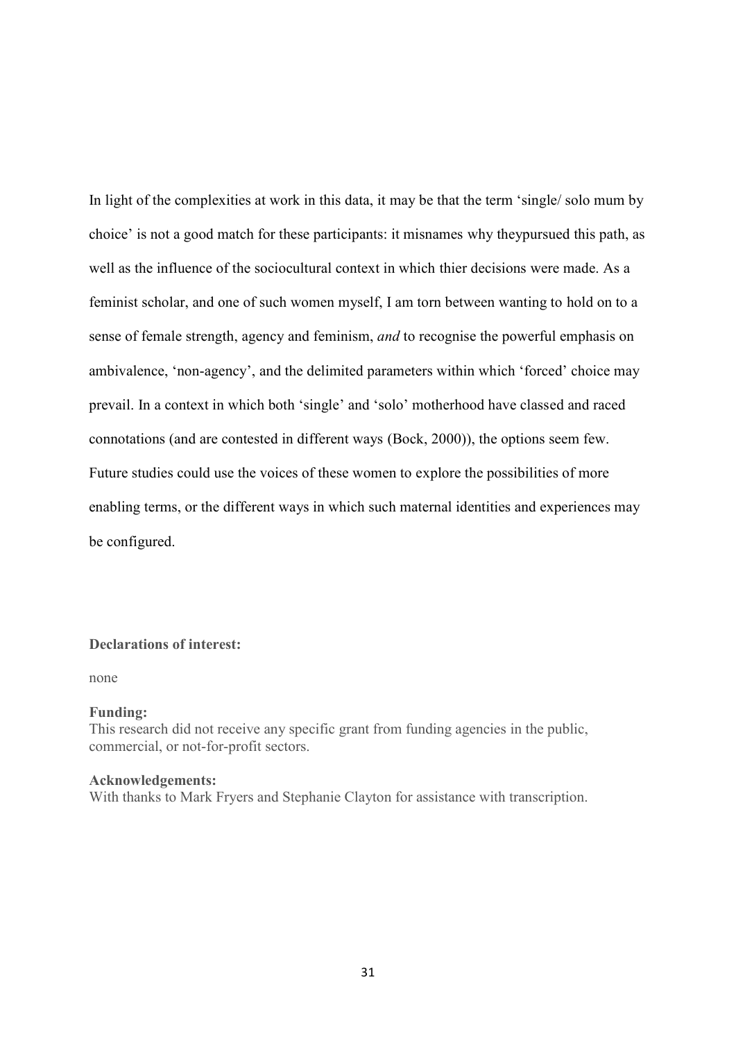In light of the complexities at work in this data, it may be that the term 'single/ solo mum by choice' is not a good match for these participants: it misnames why theypursued this path, as well as the influence of the sociocultural context in which thier decisions were made. As a feminist scholar, and one of such women myself, I am torn between wanting to hold on to a sense of female strength, agency and feminism, *and* to recognise the powerful emphasis on ambivalence, 'non-agency', and the delimited parameters within which 'forced' choice may prevail. In a context in which both 'single' and 'solo' motherhood have classed and raced connotations (and are contested in different ways (Bock, 2000)), the options seem few. Future studies could use the voices of these women to explore the possibilities of more enabling terms, or the different ways in which such maternal identities and experiences may be configured.

**Declarations of interest:**

none

**Funding:**

This research did not receive any specific grant from funding agencies in the public, commercial, or not-for-profit sectors.

**Acknowledgements:**

With thanks to Mark Fryers and Stephanie Clayton for assistance with transcription.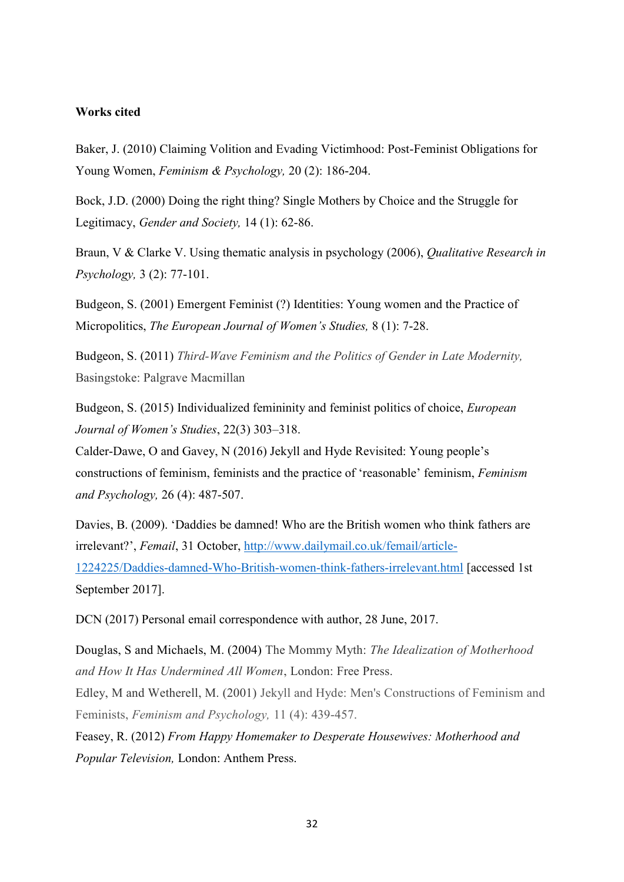**Works cited**

Baker, J. (2010) Claiming Volition and Evading Victimhood: Post-Feminist Obligations for Young Women, *Feminism & Psychology,* 20 (2): 186-204.

Bock, J.D. (2000) Doing the right thing? Single Mothers by Choice and the Struggle for Legitimacy, *Gender and Society,* 14 (1): 62-86.

Braun, V & Clarke V. Using thematic analysis in psychology (2006), *Qualitative Research in Psychology,* 3 (2): 77-101.

Budgeon, S. (2001) Emergent Feminist (?) Identities: Young women and the Practice of Micropolitics, *The European Journal of Women's Studies,* 8 (1): 7-28.

Budgeon, S. (2011) *Third-Wave Feminism and the Politics of Gender in Late Modernity,* Basingstoke: Palgrave Macmillan

Budgeon, S. (2015) Individualized femininity and feminist politics of choice, *European Journal of Women's Studies*, 22(3) 303–318.

Calder-Dawe, O and Gavey, N (2016) Jekyll and Hyde Revisited: Young people's constructions of feminism, feminists and the practice of 'reasonable' feminism, *Feminism and Psychology,* 26 (4): 487-507.

Davies, B. (2009). 'Daddies be damned! Who are the British women who think fathers are irrelevant?', *Femail*, 31 October, http://www.dailymail.co.uk/femail/article-1224225/Daddies-damned-Who-British-women-think-fathers-irrelevant.html [accessed 1st September 2017].

DCN (2017) Personal email correspondence with author, 28 June, 2017.

Douglas, S and Michaels, M. (2004) The Mommy Myth: *The Idealization of Motherhood and How It Has Undermined All Women*, London: Free Press.

Edley, M and Wetherell, M. (2001) Jekyll and Hyde: Men's Constructions of Feminism and Feminists, *Feminism and Psychology,* 11 (4): 439-457.

Feasey, R. (2012) *From Happy Homemaker to Desperate Housewives: Motherhood and Popular Television,* London: Anthem Press.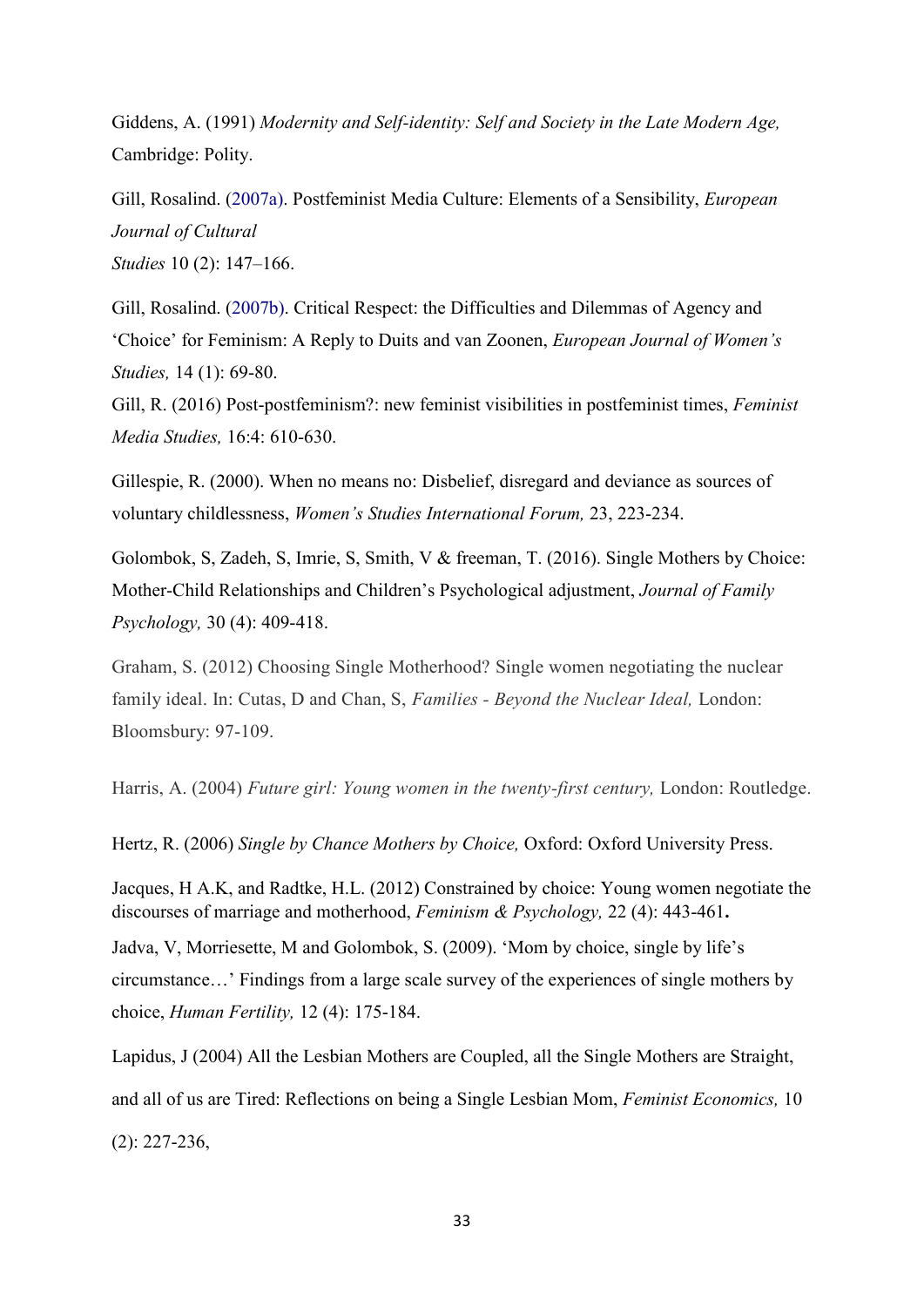Giddens, A. (1991) *Modernity and Self-identity: Self and Society in the Late Modern Age,* Cambridge: Polity.

Gill, Rosalind. (2007a). Postfeminist Media Culture: Elements of a Sensibility, *European Journal of Cultural Studies* 10 (2): 147–166.

Gill, Rosalind. (2007b). Critical Respect: the Difficulties and Dilemmas of Agency and 'Choice' for Feminism: A Reply to Duits and van Zoonen, *European Journal of Women's Studies,* 14 (1): 69-80.

Gill, R. (2016) Post-postfeminism?: new feminist visibilities in postfeminist times, *Feminist Media Studies,* 16:4: 610-630.

Gillespie, R. (2000). When no means no: Disbelief, disregard and deviance as sources of voluntary childlessness, *Women's Studies International Forum,* 23, 223-234.

Golombok, S, Zadeh, S, Imrie, S, Smith, V & freeman, T. (2016). Single Mothers by Choice: Mother-Child Relationships and Children's Psychological adjustment, *Journal of Family Psychology,* 30 (4): 409-418.

Graham, S. (2012) Choosing Single Motherhood? Single women negotiating the nuclear family ideal. In: Cutas, D and Chan, S, *Families - Beyond the Nuclear Ideal,* London: Bloomsbury: 97-109.

Harris, A. (2004) *Future girl: Young women in the twenty-first century,* London: Routledge.

Hertz, R. (2006) *Single by Chance Mothers by Choice,* Oxford: Oxford University Press.

Jacques, H A.K, and Radtke, H.L. (2012) Constrained by choice: Young women negotiate the discourses of marriage and motherhood, *Feminism & Psychology,* 22 (4): 443-461**.**

Jadva, V, Morriesette, M and Golombok, S. (2009). 'Mom by choice, single by life's circumstance…' Findings from a large scale survey of the experiences of single mothers by choice, *Human Fertility,* 12 (4): 175-184.

Lapidus, J (2004) All the Lesbian Mothers are Coupled, all the Single Mothers are Straight, and all of us are Tired: Reflections on being a Single Lesbian Mom, *Feminist Economics,* 10 (2): 227-236,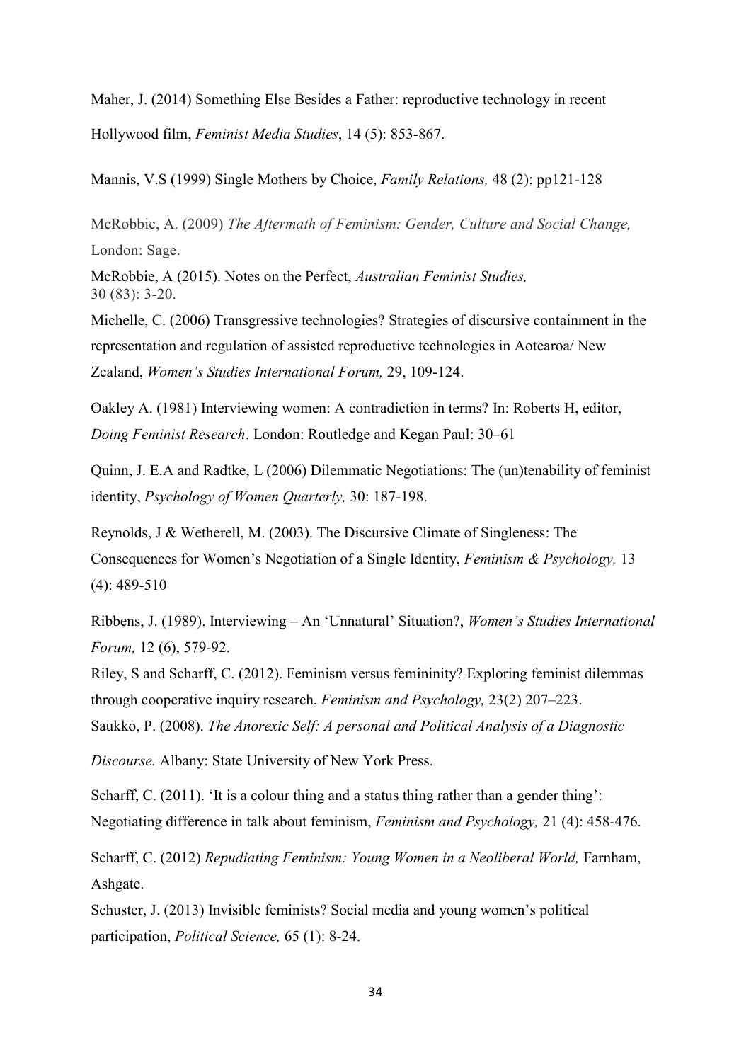Maher, J. (2014) Something Else Besides a Father: reproductive technology in recent Hollywood film, *Feminist Media Studies*, 14 (5): 853-867.

Mannis, V.S (1999) Single Mothers by Choice, *Family Relations,* 48 (2): pp121-128

McRobbie, A. (2009) *The Aftermath of Feminism: Gender, Culture and Social Change,* London: Sage.

McRobbie, A (2015). Notes on the Perfect, *Australian Feminist Studies,* 30 (83): 3-20.

Michelle, C. (2006) Transgressive technologies? Strategies of discursive containment in the representation and regulation of assisted reproductive technologies in Aotearoa/ New Zealand, *Women's Studies International Forum,* 29, 109-124.

Oakley A. (1981) Interviewing women: A contradiction in terms? In: Roberts H, editor, *Doing Feminist Research*. London: Routledge and Kegan Paul: 30–61

Quinn, J. E.A and Radtke, L (2006) Dilemmatic Negotiations: The (un)tenability of feminist identity, *Psychology of Women Quarterly,* 30: 187-198.

Reynolds, J & Wetherell, M. (2003). The Discursive Climate of Singleness: The Consequences for Women's Negotiation of a Single Identity, *Feminism & Psychology,* 13 (4): 489-510

Ribbens, J. (1989). Interviewing – An 'Unnatural' Situation?, *Women's Studies International Forum,* 12 (6), 579-92.

Riley, S and Scharff, C. (2012). Feminism versus femininity? Exploring feminist dilemmas through cooperative inquiry research, *Feminism and Psychology,* 23(2) 207–223.

Saukko, P. (2008). *The Anorexic Self: A personal and Political Analysis of a Diagnostic Discourse.* Albany: State University of New York Press.

Scharff, C. (2011). 'It is a colour thing and a status thing rather than a gender thing': Negotiating difference in talk about feminism, *Feminism and Psychology,* 21 (4): 458-476.

Scharff, C. (2012) *Repudiating Feminism: Young Women in a Neoliberal World,* Farnham, Ashgate.

Schuster, J. (2013) Invisible feminists? Social media and young women's political participation, *Political Science,* 65 (1): 8-24.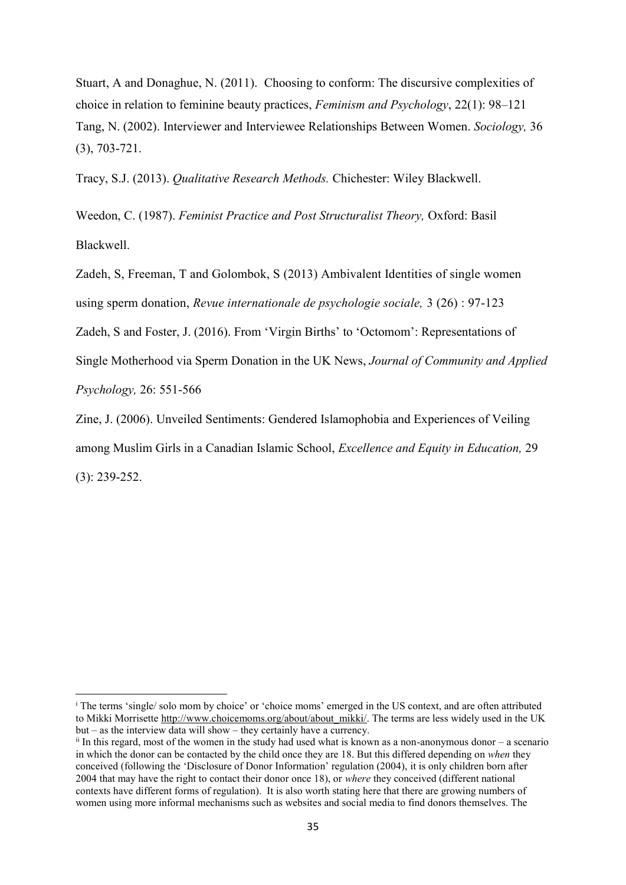Stuart, A and Donaghue, N. (2011). Choosing to conform: The discursive complexities of choice in relation to feminine beauty practices, *Feminism and Psychology*, 22(1): 98–121

Tang, N. (2002). Interviewer and Interviewee Relationships Between Women. *Sociology,* 36 (3), 703-721.

Tracy, S.J. (2013). *Qualitative Research Methods.* Chichester: Wiley Blackwell.

Weedon, C. (1987). *Feminist Practice and Post Structuralist Theory,* Oxford: Basil Blackwell.

Zadeh, S, Freeman, T and Golombok, S (2013) Ambivalent Identities of single women using sperm donation, *Revue internationale de psychologie sociale,* 3 (26) : 97-123

Zadeh, S and Foster, J. (2016). From 'Virgin Births' to 'Octomom': Representations of Single Motherhood via Sperm Donation in the UK News, *Journal of Community and Applied Psychology,* 26: 551-566

Zine, J. (2006). Unveiled Sentiments: Gendered Islamophobia and Experiences of Veiling among Muslim Girls in a Canadian Islamic School, *Excellence and Equity in Education,* 29 (3): 239-252.

---

[i] The terms 'single/ solo mom by choice' or 'choice moms' emerged in the US context, and are often attributed to Mikki Morrisette http://www.choicemoms.org/about/about_mikki/. The terms are less widely used in the UK but – as the interview data will show – they certainly have a currency.

[ii] In this regard, most of the women in the study had used what is known as a non-anonymous donor – a scenario in which the donor can be contacted by the child once they are 18. But this differed depending on *when* they conceived (following the 'Disclosure of Donor Information' regulation (2004), it is only children born after 2004 that may have the right to contact their donor once 18), or *where* they conceived (different national contexts have different forms of regulation). It is also worth stating here that there are growing numbers of women using more informal mechanisms such as websites and social media to find donors themselves. The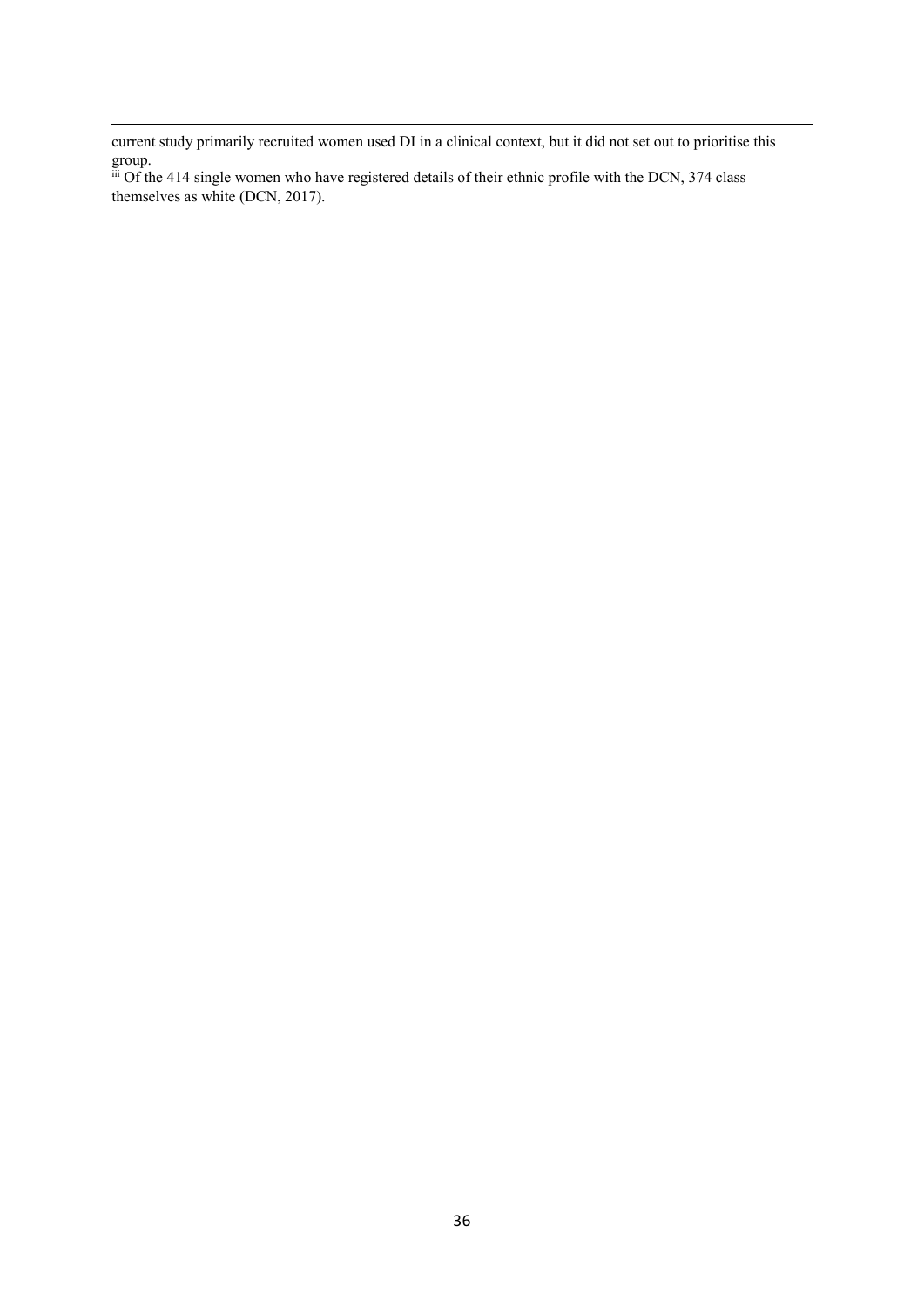current study primarily recruited women used DI in a clinical context, but it did not set out to prioritise this group.

[iii] Of the 414 single women who have registered details of their ethnic profile with the DCN, 374 class themselves as white (DCN, 2017).